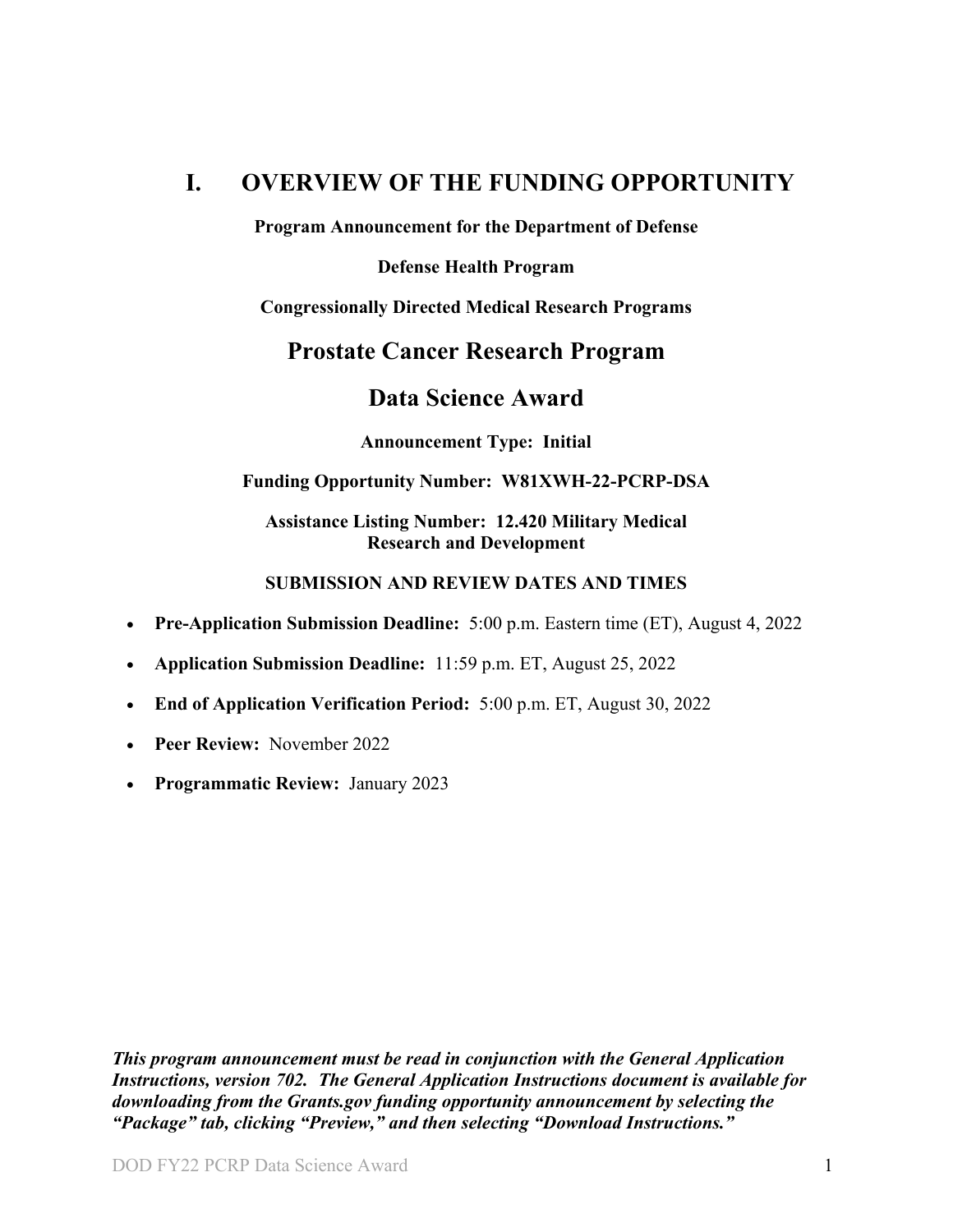# I. OVERVIEW OF THE FUNDING OPPORTUNITY

**Program Announcement for the Department of Defense**

**Defense Health Program**

**Congressionally Directed Medical Research Programs**

## Prostate Cancer Research Program

## Data Science Award

**Announcement Type: Initial**

**Funding Opportunity Number: W81XWH-22-PCRP-DSA**

**Assistance Listing Number: 12.420 Military Medical Research and Development**

**SUBMISSION AND REVIEW DATES AND TIMES**

- **Pre-Application Submission Deadline:** 5:00 p.m. Eastern time (ET), August 4, 2022
- **Application Submission Deadline:** 11:59 p.m. ET, August 25, 2022
- **End of Application Verification Period:** 5:00 p.m. ET, August 30, 2022
- **Peer Review:** November 2022
- **Programmatic Review:** January 2023

***This program announcement must be read in conjunction with the General Application Instructions, version 702. The General Application Instructions document is available for downloading from the Grants.gov funding opportunity announcement by selecting the "Package" tab, clicking "Preview," and then selecting "Download Instructions."***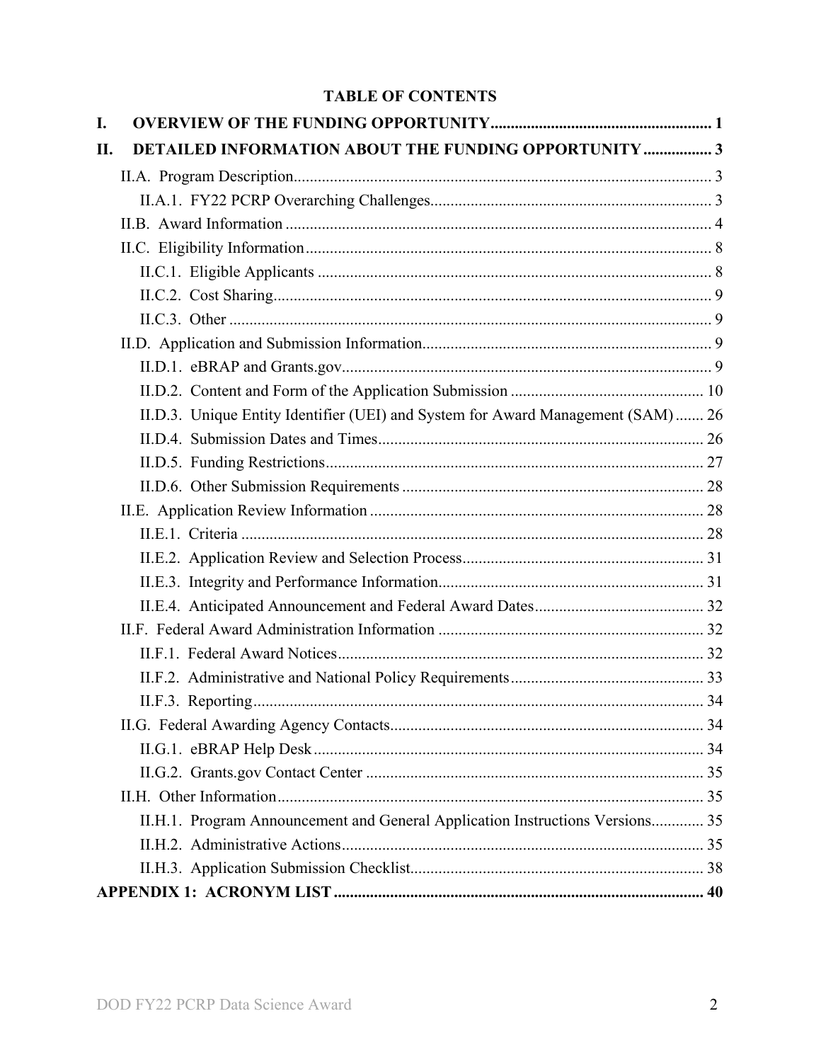**TABLE OF CONTENTS**

**I. OVERVIEW OF THE FUNDING OPPORTUNITY....................................................... 1**

**II. DETAILED INFORMATION ABOUT THE FUNDING OPPORTUNITY ................. 3**

- II.A. Program Description....................................................................................... 3
  - II.A.1. FY22 PCRP Overarching Challenges..................................................................... 3
- II.B. Award Information ........................................................................................... 4
- II.C. Eligibility Information .................................................................................... 8
  - II.C.1. Eligible Applicants ................................................................................. 8
  - II.C.2. Cost Sharing............................................................................................ 9
  - II.C.3. Other ....................................................................................................... 9
- II.D. Application and Submission Information....................................................................... 9
  - II.D.1. eBRAP and Grants.gov........................................................................... 9
  - II.D.2. Content and Form of the Application Submission ................................................ 10
  - II.D.3. Unique Entity Identifier (UEI) and System for Award Management (SAM) ....... 26
  - II.D.4. Submission Dates and Times................................................................................ 26
  - II.D.5. Funding Restrictions............................................................................. 27
  - II.D.6. Other Submission Requirements ........................................................................... 28
- II.E. Application Review Information .................................................................................. 28
  - II.E.1. Criteria .................................................................................................. 28
  - II.E.2. Application Review and Selection Process............................................................ 31
  - II.E.3. Integrity and Performance Information................................................................. 31
  - II.E.4. Anticipated Announcement and Federal Award Dates.......................................... 32
- II.F. Federal Award Administration Information .................................................................. 32
  - II.F.1. Federal Award Notices........................................................................... 32
  - II.F.2. Administrative and National Policy Requirements................................................ 33
  - II.F.3. Reporting................................................................................................ 34
- II.G. Federal Awarding Agency Contacts............................................................................. 34
  - II.G.1. eBRAP Help Desk ................................................................................. 34
  - II.G.2. Grants.gov Contact Center .................................................................................... 35
- II.H. Other Information.......................................................................................... 35
  - II.H.1. Program Announcement and General Application Instructions Versions............. 35
  - II.H.2. Administrative Actions.......................................................................... 35
  - II.H.3. Application Submission Checklist......................................................................... 38

**APPENDIX 1: ACRONYM LIST ............................................................................................ 40**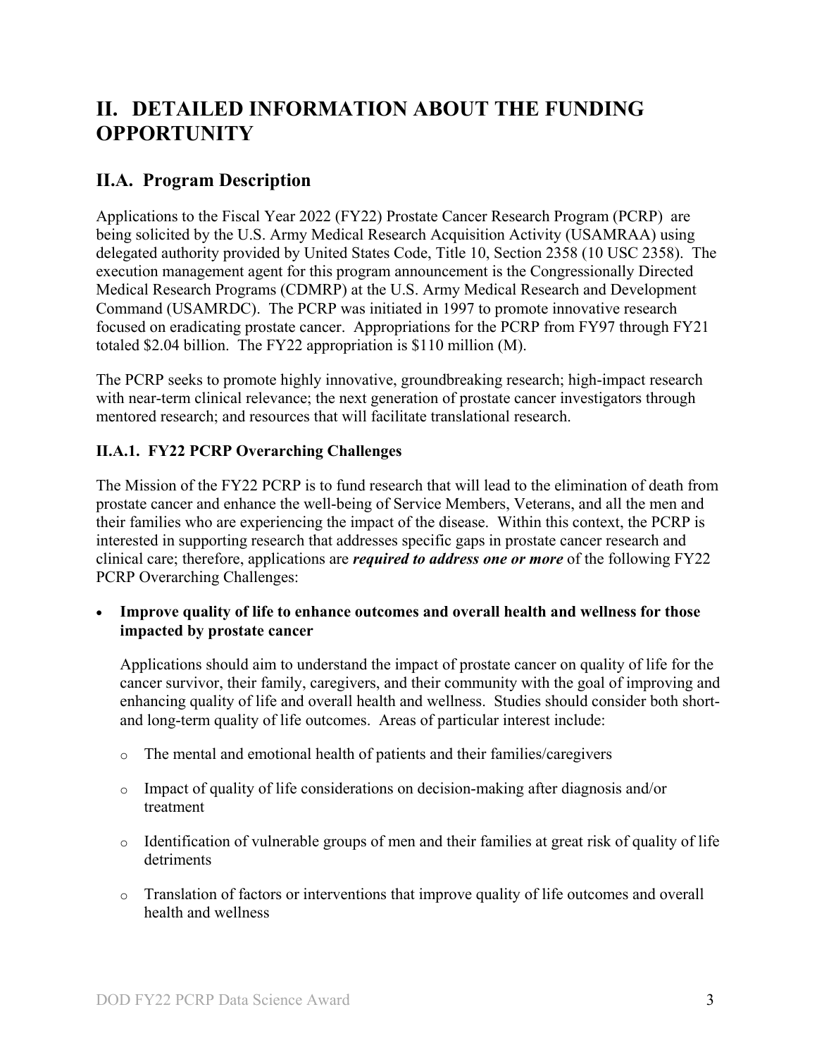# II. DETAILED INFORMATION ABOUT THE FUNDING OPPORTUNITY

## II.A. Program Description

Applications to the Fiscal Year 2022 (FY22) Prostate Cancer Research Program (PCRP) are being solicited by the U.S. Army Medical Research Acquisition Activity (USAMRAA) using delegated authority provided by United States Code, Title 10, Section 2358 (10 USC 2358). The execution management agent for this program announcement is the Congressionally Directed Medical Research Programs (CDMRP) at the U.S. Army Medical Research and Development Command (USAMRDC). The PCRP was initiated in 1997 to promote innovative research focused on eradicating prostate cancer. Appropriations for the PCRP from FY97 through FY21 totaled $2.04 billion. The FY22 appropriation is $110 million (M).

The PCRP seeks to promote highly innovative, groundbreaking research; high-impact research with near-term clinical relevance; the next generation of prostate cancer investigators through mentored research; and resources that will facilitate translational research.

### II.A.1. FY22 PCRP Overarching Challenges

The Mission of the FY22 PCRP is to fund research that will lead to the elimination of death from prostate cancer and enhance the well-being of Service Members, Veterans, and all the men and their families who are experiencing the impact of the disease. Within this context, the PCRP is interested in supporting research that addresses specific gaps in prostate cancer research and clinical care; therefore, applications are ***required to address one or more*** of the following FY22 PCRP Overarching Challenges:

- **Improve quality of life to enhance outcomes and overall health and wellness for those impacted by prostate cancer**

  Applications should aim to understand the impact of prostate cancer on quality of life for the cancer survivor, their family, caregivers, and their community with the goal of improving and enhancing quality of life and overall health and wellness. Studies should consider both short- and long-term quality of life outcomes. Areas of particular interest include:

  - The mental and emotional health of patients and their families/caregivers
  - Impact of quality of life considerations on decision-making after diagnosis and/or treatment
  - Identification of vulnerable groups of men and their families at great risk of quality of life detriments
  - Translation of factors or interventions that improve quality of life outcomes and overall health and wellness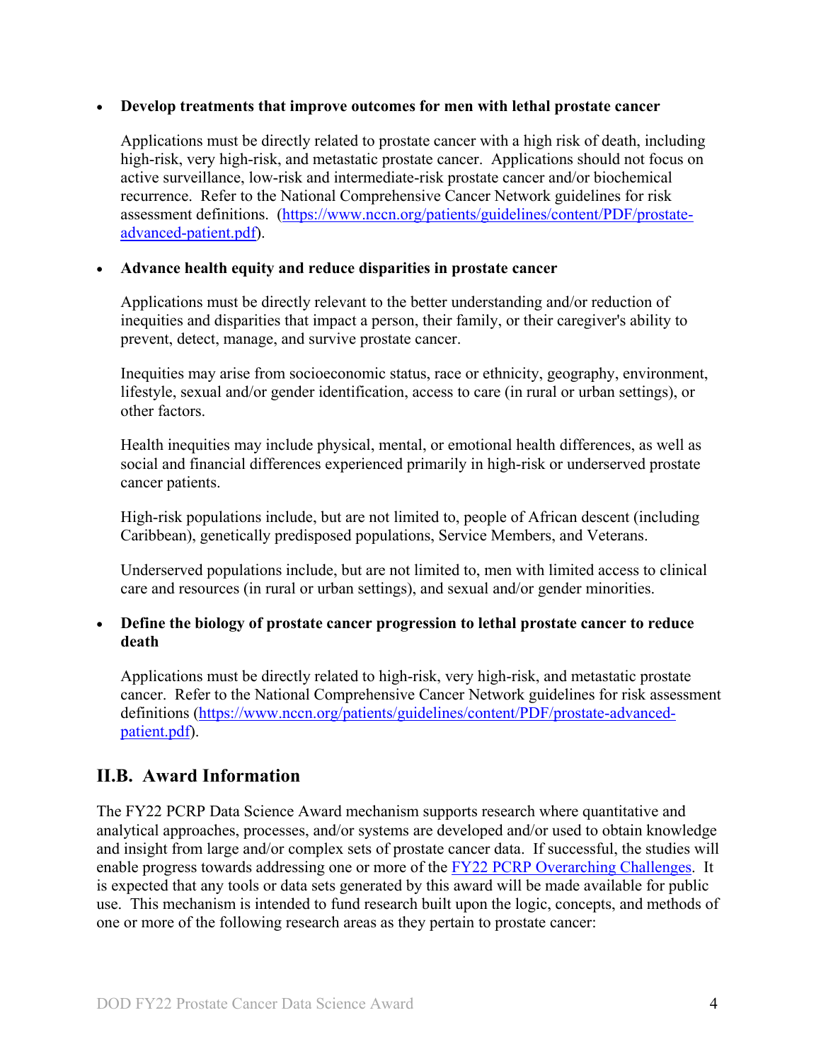- **Develop treatments that improve outcomes for men with lethal prostate cancer**

  Applications must be directly related to prostate cancer with a high risk of death, including high-risk, very high-risk, and metastatic prostate cancer. Applications should not focus on active surveillance, low-risk and intermediate-risk prostate cancer and/or biochemical recurrence. Refer to the National Comprehensive Cancer Network guidelines for risk assessment definitions. ([https://www.nccn.org/patients/guidelines/content/PDF/prostate-advanced-patient.pdf](https://www.nccn.org/patients/guidelines/content/PDF/prostate-advanced-patient.pdf)).

- **Advance health equity and reduce disparities in prostate cancer**

  Applications must be directly relevant to the better understanding and/or reduction of inequities and disparities that impact a person, their family, or their caregiver's ability to prevent, detect, manage, and survive prostate cancer.

  Inequities may arise from socioeconomic status, race or ethnicity, geography, environment, lifestyle, sexual and/or gender identification, access to care (in rural or urban settings), or other factors.

  Health inequities may include physical, mental, or emotional health differences, as well as social and financial differences experienced primarily in high-risk or underserved prostate cancer patients.

  High-risk populations include, but are not limited to, people of African descent (including Caribbean), genetically predisposed populations, Service Members, and Veterans.

  Underserved populations include, but are not limited to, men with limited access to clinical care and resources (in rural or urban settings), and sexual and/or gender minorities.

- **Define the biology of prostate cancer progression to lethal prostate cancer to reduce death**

  Applications must be directly related to high-risk, very high-risk, and metastatic prostate cancer. Refer to the National Comprehensive Cancer Network guidelines for risk assessment definitions ([https://www.nccn.org/patients/guidelines/content/PDF/prostate-advanced-patient.pdf](https://www.nccn.org/patients/guidelines/content/PDF/prostate-advanced-patient.pdf)).

## II.B. Award Information

The FY22 PCRP Data Science Award mechanism supports research where quantitative and analytical approaches, processes, and/or systems are developed and/or used to obtain knowledge and insight from large and/or complex sets of prostate cancer data. If successful, the studies will enable progress towards addressing one or more of the FY22 PCRP Overarching Challenges. It is expected that any tools or data sets generated by this award will be made available for public use. This mechanism is intended to fund research built upon the logic, concepts, and methods of one or more of the following research areas as they pertain to prostate cancer: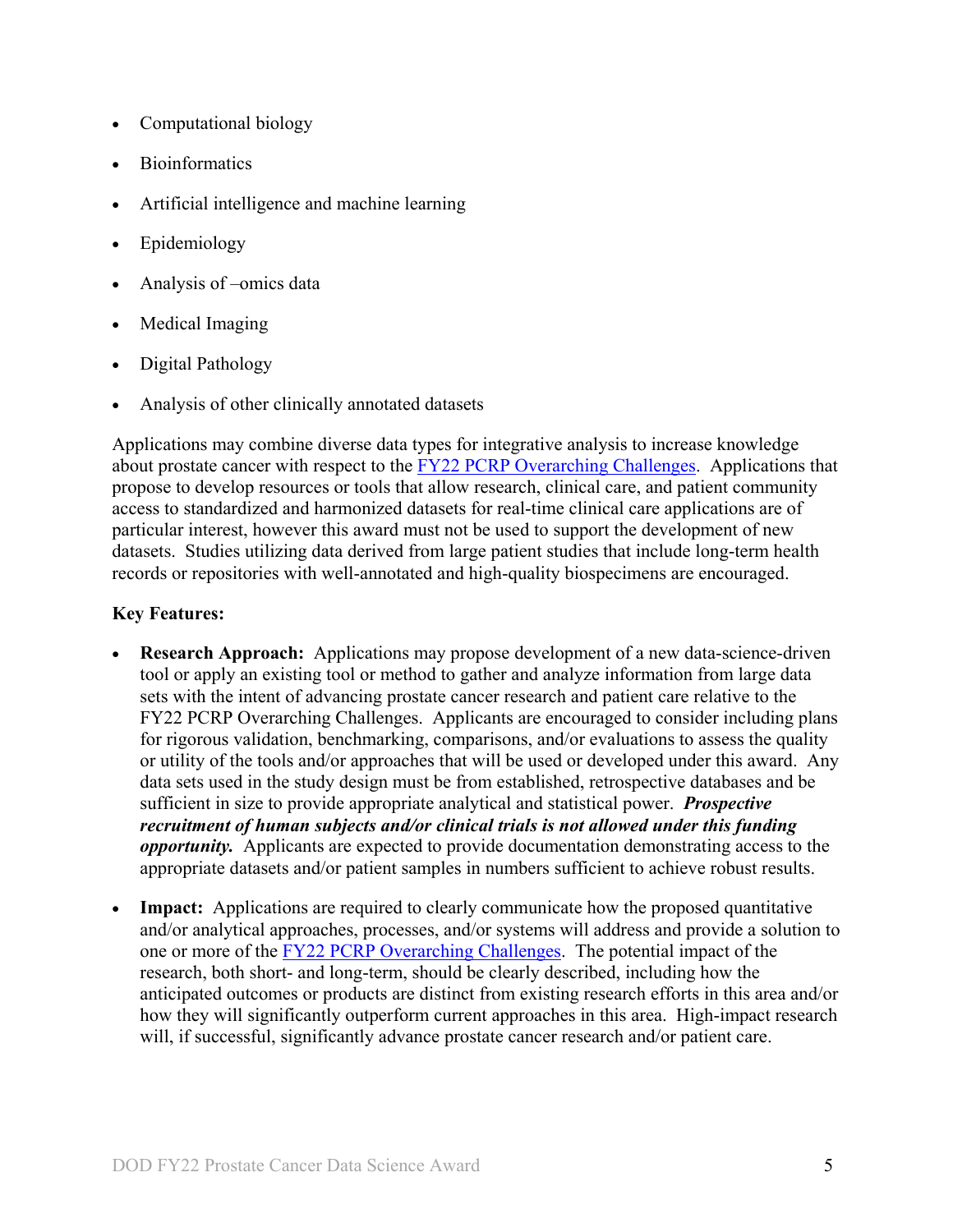- Computational biology
- Bioinformatics
- Artificial intelligence and machine learning
- Epidemiology
- Analysis of –omics data
- Medical Imaging
- Digital Pathology
- Analysis of other clinically annotated datasets

Applications may combine diverse data types for integrative analysis to increase knowledge about prostate cancer with respect to the [FY22 PCRP Overarching Challenges](). Applications that propose to develop resources or tools that allow research, clinical care, and patient community access to standardized and harmonized datasets for real-time clinical care applications are of particular interest, however this award must not be used to support the development of new datasets. Studies utilizing data derived from large patient studies that include long-term health records or repositories with well-annotated and high-quality biospecimens are encouraged.

**Key Features:**

- **Research Approach:** Applications may propose development of a new data-science-driven tool or apply an existing tool or method to gather and analyze information from large data sets with the intent of advancing prostate cancer research and patient care relative to the FY22 PCRP Overarching Challenges. Applicants are encouraged to consider including plans for rigorous validation, benchmarking, comparisons, and/or evaluations to assess the quality or utility of the tools and/or approaches that will be used or developed under this award. Any data sets used in the study design must be from established, retrospective databases and be sufficient in size to provide appropriate analytical and statistical power. ***Prospective recruitment of human subjects and/or clinical trials is not allowed under this funding opportunity.*** Applicants are expected to provide documentation demonstrating access to the appropriate datasets and/or patient samples in numbers sufficient to achieve robust results.

- **Impact:** Applications are required to clearly communicate how the proposed quantitative and/or analytical approaches, processes, and/or systems will address and provide a solution to one or more of the [FY22 PCRP Overarching Challenges](). The potential impact of the research, both short- and long-term, should be clearly described, including how the anticipated outcomes or products are distinct from existing research efforts in this area and/or how they will significantly outperform current approaches in this area. High-impact research will, if successful, significantly advance prostate cancer research and/or patient care.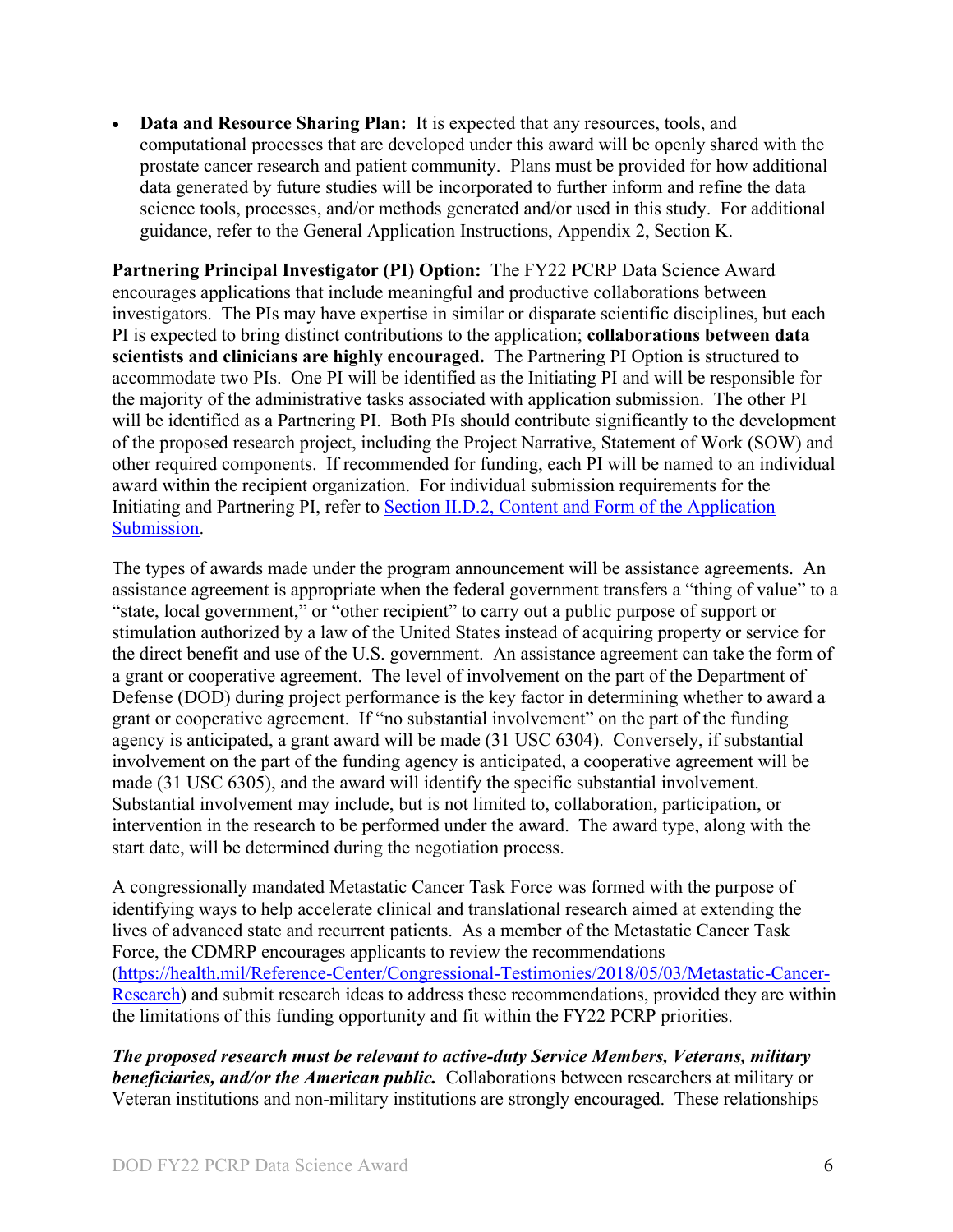- **Data and Resource Sharing Plan:** It is expected that any resources, tools, and computational processes that are developed under this award will be openly shared with the prostate cancer research and patient community. Plans must be provided for how additional data generated by future studies will be incorporated to further inform and refine the data science tools, processes, and/or methods generated and/or used in this study. For additional guidance, refer to the General Application Instructions, Appendix 2, Section K.

**Partnering Principal Investigator (PI) Option:** The FY22 PCRP Data Science Award encourages applications that include meaningful and productive collaborations between investigators. The PIs may have expertise in similar or disparate scientific disciplines, but each PI is expected to bring distinct contributions to the application; **collaborations between data scientists and clinicians are highly encouraged.** The Partnering PI Option is structured to accommodate two PIs. One PI will be identified as the Initiating PI and will be responsible for the majority of the administrative tasks associated with application submission. The other PI will be identified as a Partnering PI. Both PIs should contribute significantly to the development of the proposed research project, including the Project Narrative, Statement of Work (SOW) and other required components. If recommended for funding, each PI will be named to an individual award within the recipient organization. For individual submission requirements for the Initiating and Partnering PI, refer to [Section II.D.2, Content and Form of the Application Submission](#).

The types of awards made under the program announcement will be assistance agreements. An assistance agreement is appropriate when the federal government transfers a "thing of value" to a "state, local government," or "other recipient" to carry out a public purpose of support or stimulation authorized by a law of the United States instead of acquiring property or service for the direct benefit and use of the U.S. government. An assistance agreement can take the form of a grant or cooperative agreement. The level of involvement on the part of the Department of Defense (DOD) during project performance is the key factor in determining whether to award a grant or cooperative agreement. If "no substantial involvement" on the part of the funding agency is anticipated, a grant award will be made (31 USC 6304). Conversely, if substantial involvement on the part of the funding agency is anticipated, a cooperative agreement will be made (31 USC 6305), and the award will identify the specific substantial involvement. Substantial involvement may include, but is not limited to, collaboration, participation, or intervention in the research to be performed under the award. The award type, along with the start date, will be determined during the negotiation process.

A congressionally mandated Metastatic Cancer Task Force was formed with the purpose of identifying ways to help accelerate clinical and translational research aimed at extending the lives of advanced state and recurrent patients. As a member of the Metastatic Cancer Task Force, the CDMRP encourages applicants to review the recommendations ([https://health.mil/Reference-Center/Congressional-Testimonies/2018/05/03/Metastatic-Cancer-Research](https://health.mil/Reference-Center/Congressional-Testimonies/2018/05/03/Metastatic-Cancer-Research)) and submit research ideas to address these recommendations, provided they are within the limitations of this funding opportunity and fit within the FY22 PCRP priorities.

***The proposed research must be relevant to active-duty Service Members, Veterans, military beneficiaries, and/or the American public.*** Collaborations between researchers at military or Veteran institutions and non-military institutions are strongly encouraged. These relationships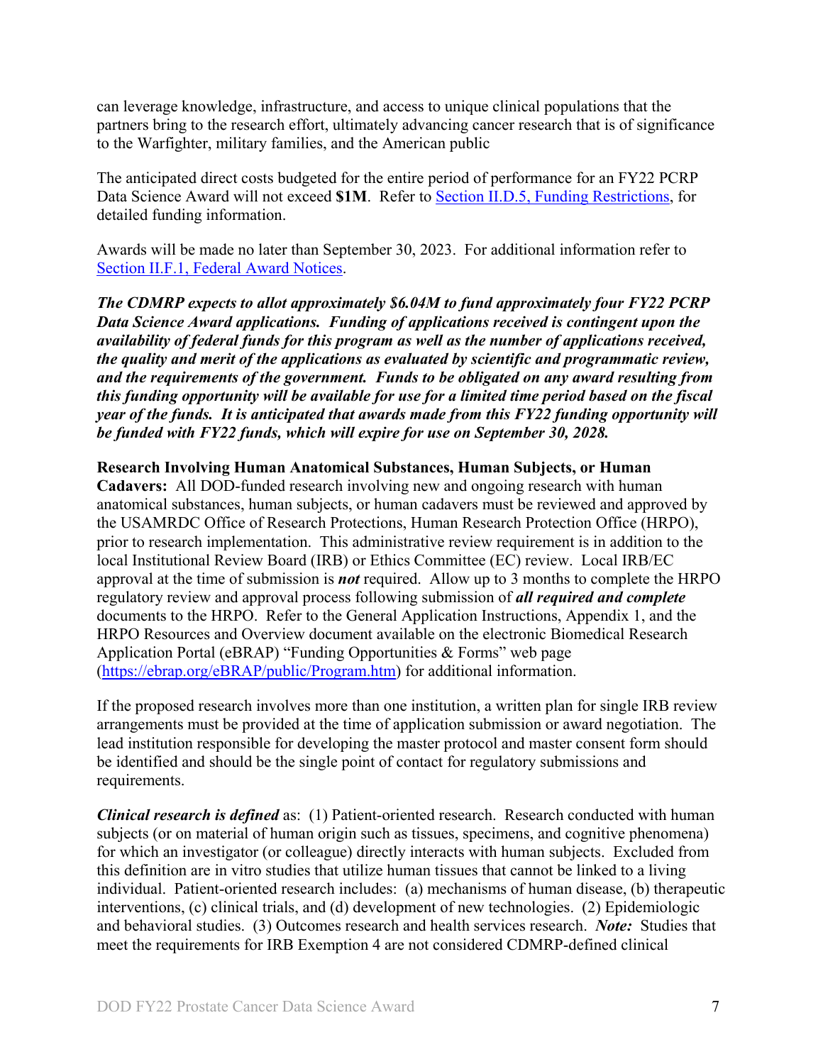can leverage knowledge, infrastructure, and access to unique clinical populations that the partners bring to the research effort, ultimately advancing cancer research that is of significance to the Warfighter, military families, and the American public

The anticipated direct costs budgeted for the entire period of performance for an FY22 PCRP Data Science Award will not exceed **$1M**. Refer to [Section II.D.5, Funding Restrictions](#), for detailed funding information.

Awards will be made no later than September 30, 2023. For additional information refer to [Section II.F.1, Federal Award Notices](#).

***The CDMRP expects to allot approximately $6.04M to fund approximately four FY22 PCRP Data Science Award applications. Funding of applications received is contingent upon the availability of federal funds for this program as well as the number of applications received, the quality and merit of the applications as evaluated by scientific and programmatic review, and the requirements of the government. Funds to be obligated on any award resulting from this funding opportunity will be available for use for a limited time period based on the fiscal year of the funds. It is anticipated that awards made from this FY22 funding opportunity will be funded with FY22 funds, which will expire for use on September 30, 2028.***

**Research Involving Human Anatomical Substances, Human Subjects, or Human Cadavers:** All DOD-funded research involving new and ongoing research with human anatomical substances, human subjects, or human cadavers must be reviewed and approved by the USAMRDC Office of Research Protections, Human Research Protection Office (HRPO), prior to research implementation. This administrative review requirement is in addition to the local Institutional Review Board (IRB) or Ethics Committee (EC) review. Local IRB/EC approval at the time of submission is ***not*** required. Allow up to 3 months to complete the HRPO regulatory review and approval process following submission of ***all required and complete*** documents to the HRPO. Refer to the General Application Instructions, Appendix 1, and the HRPO Resources and Overview document available on the electronic Biomedical Research Application Portal (eBRAP) "Funding Opportunities & Forms" web page ([https://ebrap.org/eBRAP/public/Program.htm](https://ebrap.org/eBRAP/public/Program.htm)) for additional information.

If the proposed research involves more than one institution, a written plan for single IRB review arrangements must be provided at the time of application submission or award negotiation. The lead institution responsible for developing the master protocol and master consent form should be identified and should be the single point of contact for regulatory submissions and requirements.

***Clinical research is defined*** as: (1) Patient-oriented research. Research conducted with human subjects (or on material of human origin such as tissues, specimens, and cognitive phenomena) for which an investigator (or colleague) directly interacts with human subjects. Excluded from this definition are in vitro studies that utilize human tissues that cannot be linked to a living individual. Patient-oriented research includes: (a) mechanisms of human disease, (b) therapeutic interventions, (c) clinical trials, and (d) development of new technologies. (2) Epidemiologic and behavioral studies. (3) Outcomes research and health services research. ***Note:*** Studies that meet the requirements for IRB Exemption 4 are not considered CDMRP-defined clinical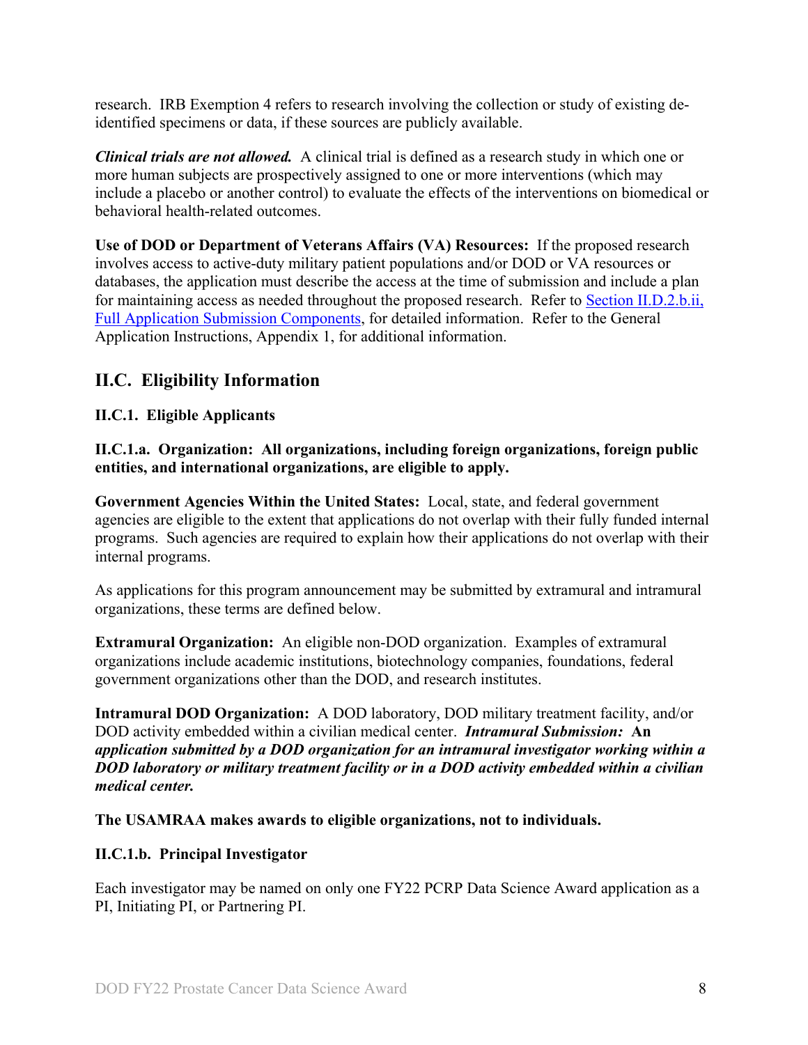research. IRB Exemption 4 refers to research involving the collection or study of existing de-identified specimens or data, if these sources are publicly available.

***Clinical trials are not allowed.*** A clinical trial is defined as a research study in which one or more human subjects are prospectively assigned to one or more interventions (which may include a placebo or another control) to evaluate the effects of the interventions on biomedical or behavioral health-related outcomes.

**Use of DOD or Department of Veterans Affairs (VA) Resources:** If the proposed research involves access to active-duty military patient populations and/or DOD or VA resources or databases, the application must describe the access at the time of submission and include a plan for maintaining access as needed throughout the proposed research. Refer to Section II.D.2.b.ii, Full Application Submission Components, for detailed information. Refer to the General Application Instructions, Appendix 1, for additional information.

## II.C. Eligibility Information

### II.C.1. Eligible Applicants

#### II.C.1.a. Organization: All organizations, including foreign organizations, foreign public entities, and international organizations, are eligible to apply.

**Government Agencies Within the United States:** Local, state, and federal government agencies are eligible to the extent that applications do not overlap with their fully funded internal programs. Such agencies are required to explain how their applications do not overlap with their internal programs.

As applications for this program announcement may be submitted by extramural and intramural organizations, these terms are defined below.

**Extramural Organization:** An eligible non-DOD organization. Examples of extramural organizations include academic institutions, biotechnology companies, foundations, federal government organizations other than the DOD, and research institutes.

**Intramural DOD Organization:** A DOD laboratory, DOD military treatment facility, and/or DOD activity embedded within a civilian medical center. ***Intramural Submission:* *An application submitted by a DOD organization for an intramural investigator working within a DOD laboratory or military treatment facility or in a DOD activity embedded within a civilian medical center.***

**The USAMRAA makes awards to eligible organizations, not to individuals.**

#### II.C.1.b. Principal Investigator

Each investigator may be named on only one FY22 PCRP Data Science Award application as a PI, Initiating PI, or Partnering PI.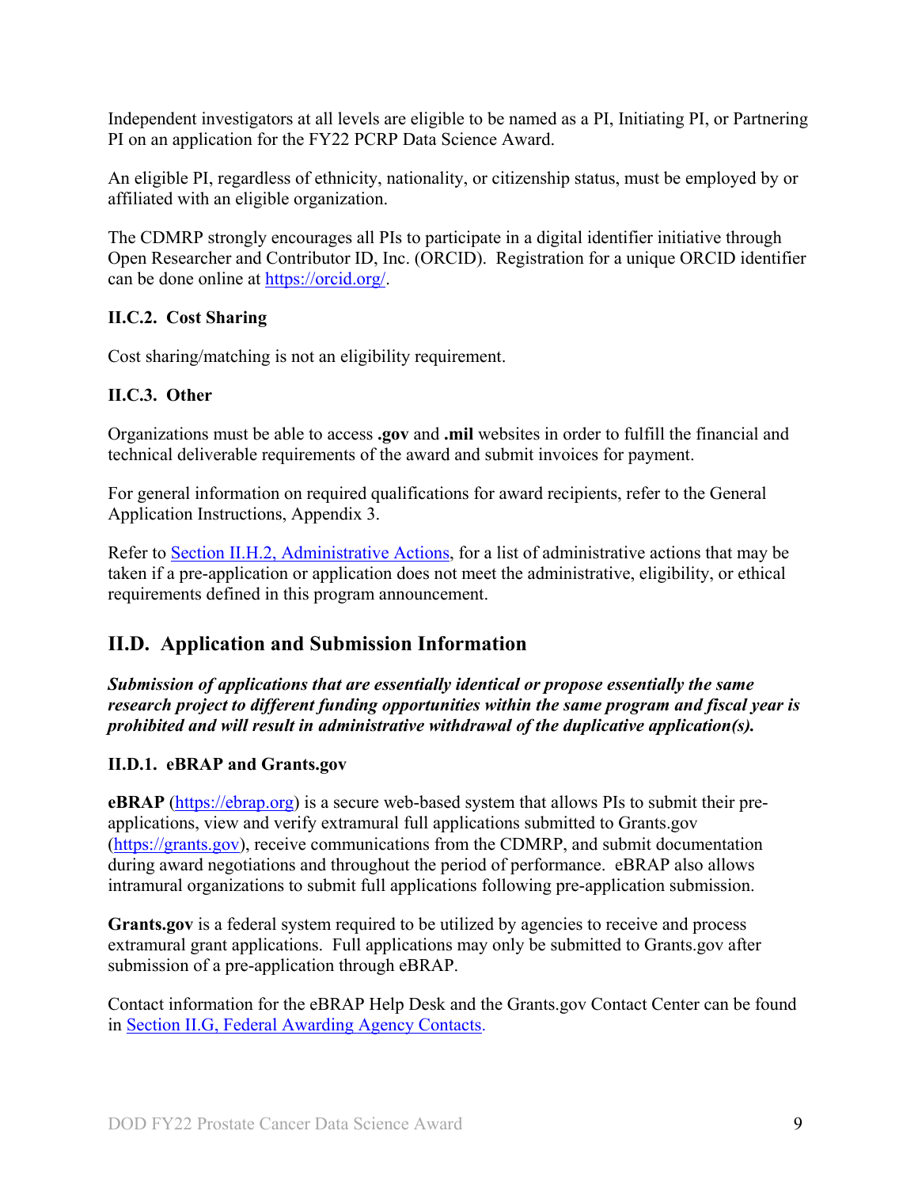Independent investigators at all levels are eligible to be named as a PI, Initiating PI, or Partnering PI on an application for the FY22 PCRP Data Science Award.

An eligible PI, regardless of ethnicity, nationality, or citizenship status, must be employed by or affiliated with an eligible organization.

The CDMRP strongly encourages all PIs to participate in a digital identifier initiative through Open Researcher and Contributor ID, Inc. (ORCID). Registration for a unique ORCID identifier can be done online at [https://orcid.org/](https://orcid.org/).

### II.C.2. Cost Sharing

Cost sharing/matching is not an eligibility requirement.

### II.C.3. Other

Organizations must be able to access **.gov** and **.mil** websites in order to fulfill the financial and technical deliverable requirements of the award and submit invoices for payment.

For general information on required qualifications for award recipients, refer to the General Application Instructions, Appendix 3.

Refer to [Section II.H.2, Administrative Actions](), for a list of administrative actions that may be taken if a pre-application or application does not meet the administrative, eligibility, or ethical requirements defined in this program announcement.

## II.D. Application and Submission Information

***Submission of applications that are essentially identical or propose essentially the same research project to different funding opportunities within the same program and fiscal year is prohibited and will result in administrative withdrawal of the duplicative application(s).***

### II.D.1. eBRAP and Grants.gov

**eBRAP** ([https://ebrap.org](https://ebrap.org)) is a secure web-based system that allows PIs to submit their pre-applications, view and verify extramural full applications submitted to Grants.gov ([https://grants.gov](https://grants.gov)), receive communications from the CDMRP, and submit documentation during award negotiations and throughout the period of performance. eBRAP also allows intramural organizations to submit full applications following pre-application submission.

**Grants.gov** is a federal system required to be utilized by agencies to receive and process extramural grant applications. Full applications may only be submitted to Grants.gov after submission of a pre-application through eBRAP.

Contact information for the eBRAP Help Desk and the Grants.gov Contact Center can be found in [Section II.G, Federal Awarding Agency Contacts]().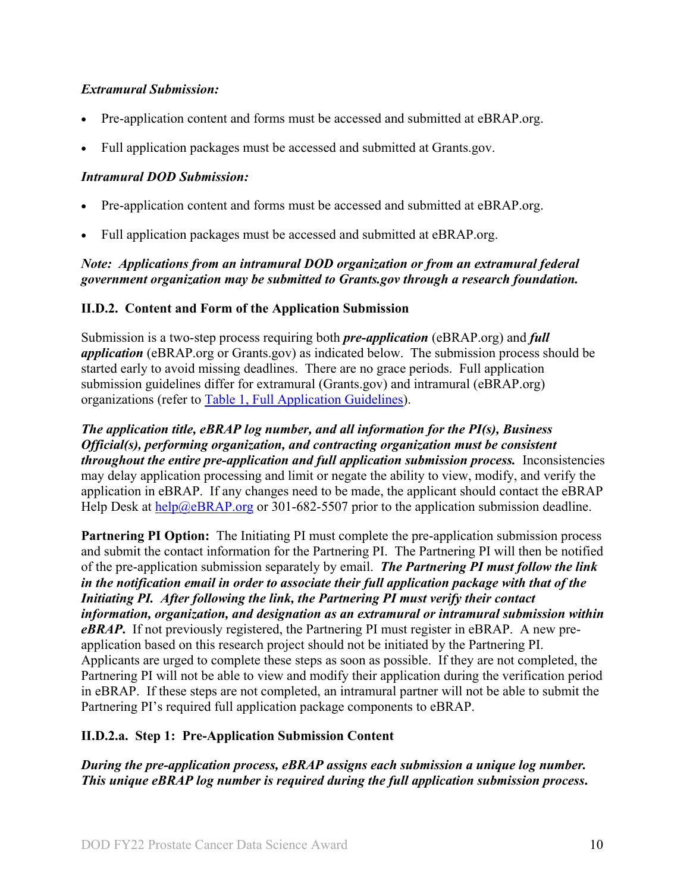***Extramural Submission:***

- Pre-application content and forms must be accessed and submitted at eBRAP.org.
- Full application packages must be accessed and submitted at Grants.gov.

***Intramural DOD Submission:***

- Pre-application content and forms must be accessed and submitted at eBRAP.org.
- Full application packages must be accessed and submitted at eBRAP.org.

***Note: Applications from an intramural DOD organization or from an extramural federal government organization may be submitted to Grants.gov through a research foundation.***

### II.D.2. Content and Form of the Application Submission

Submission is a two-step process requiring both ***pre-application*** (eBRAP.org) and ***full application*** (eBRAP.org or Grants.gov) as indicated below. The submission process should be started early to avoid missing deadlines. There are no grace periods. Full application submission guidelines differ for extramural (Grants.gov) and intramural (eBRAP.org) organizations (refer to [Table 1, Full Application Guidelines](#)).

***The application title, eBRAP log number, and all information for the PI(s), Business Official(s), performing organization, and contracting organization must be consistent throughout the entire pre-application and full application submission process.*** Inconsistencies may delay application processing and limit or negate the ability to view, modify, and verify the application in eBRAP. If any changes need to be made, the applicant should contact the eBRAP Help Desk at [help@eBRAP.org](mailto:help@eBRAP.org) or 301-682-5507 prior to the application submission deadline.

**Partnering PI Option:** The Initiating PI must complete the pre-application submission process and submit the contact information for the Partnering PI. The Partnering PI will then be notified of the pre-application submission separately by email. ***The Partnering PI must follow the link in the notification email in order to associate their full application package with that of the Initiating PI. After following the link, the Partnering PI must verify their contact information, organization, and designation as an extramural or intramural submission within eBRAP.*** If not previously registered, the Partnering PI must register in eBRAP. A new pre-application based on this research project should not be initiated by the Partnering PI. Applicants are urged to complete these steps as soon as possible. If they are not completed, the Partnering PI will not be able to view and modify their application during the verification period in eBRAP. If these steps are not completed, an intramural partner will not be able to submit the Partnering PI's required full application package components to eBRAP.

#### II.D.2.a. Step 1: Pre-Application Submission Content

***During the pre-application process, eBRAP assigns each submission a unique log number. This unique eBRAP log number is required during the full application submission process.***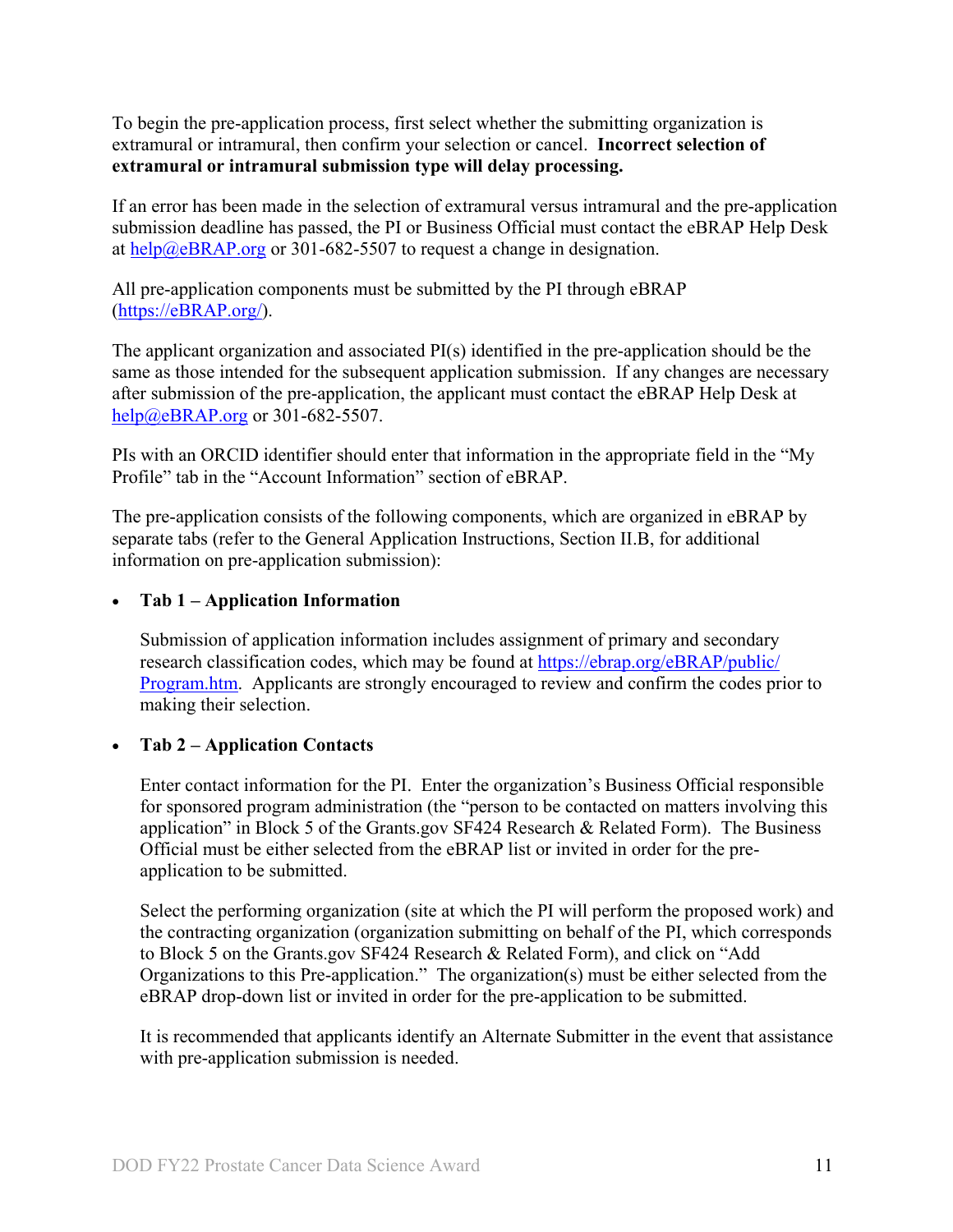To begin the pre-application process, first select whether the submitting organization is extramural or intramural, then confirm your selection or cancel. **Incorrect selection of extramural or intramural submission type will delay processing.**

If an error has been made in the selection of extramural versus intramural and the pre-application submission deadline has passed, the PI or Business Official must contact the eBRAP Help Desk at [help@eBRAP.org](mailto:help@eBRAP.org) or 301-682-5507 to request a change in designation.

All pre-application components must be submitted by the PI through eBRAP ([https://eBRAP.org/](https://eBRAP.org/)).

The applicant organization and associated PI(s) identified in the pre-application should be the same as those intended for the subsequent application submission. If any changes are necessary after submission of the pre-application, the applicant must contact the eBRAP Help Desk at [help@eBRAP.org](mailto:help@eBRAP.org) or 301-682-5507.

PIs with an ORCID identifier should enter that information in the appropriate field in the "My Profile" tab in the "Account Information" section of eBRAP.

The pre-application consists of the following components, which are organized in eBRAP by separate tabs (refer to the General Application Instructions, Section II.B, for additional information on pre-application submission):

- **Tab 1 – Application Information**

  Submission of application information includes assignment of primary and secondary research classification codes, which may be found at [https://ebrap.org/eBRAP/public/Program.htm](https://ebrap.org/eBRAP/public/Program.htm). Applicants are strongly encouraged to review and confirm the codes prior to making their selection.

- **Tab 2 – Application Contacts**

  Enter contact information for the PI. Enter the organization's Business Official responsible for sponsored program administration (the "person to be contacted on matters involving this application" in Block 5 of the Grants.gov SF424 Research & Related Form). The Business Official must be either selected from the eBRAP list or invited in order for the pre-application to be submitted.

  Select the performing organization (site at which the PI will perform the proposed work) and the contracting organization (organization submitting on behalf of the PI, which corresponds to Block 5 on the Grants.gov SF424 Research & Related Form), and click on "Add Organizations to this Pre-application." The organization(s) must be either selected from the eBRAP drop-down list or invited in order for the pre-application to be submitted.

  It is recommended that applicants identify an Alternate Submitter in the event that assistance with pre-application submission is needed.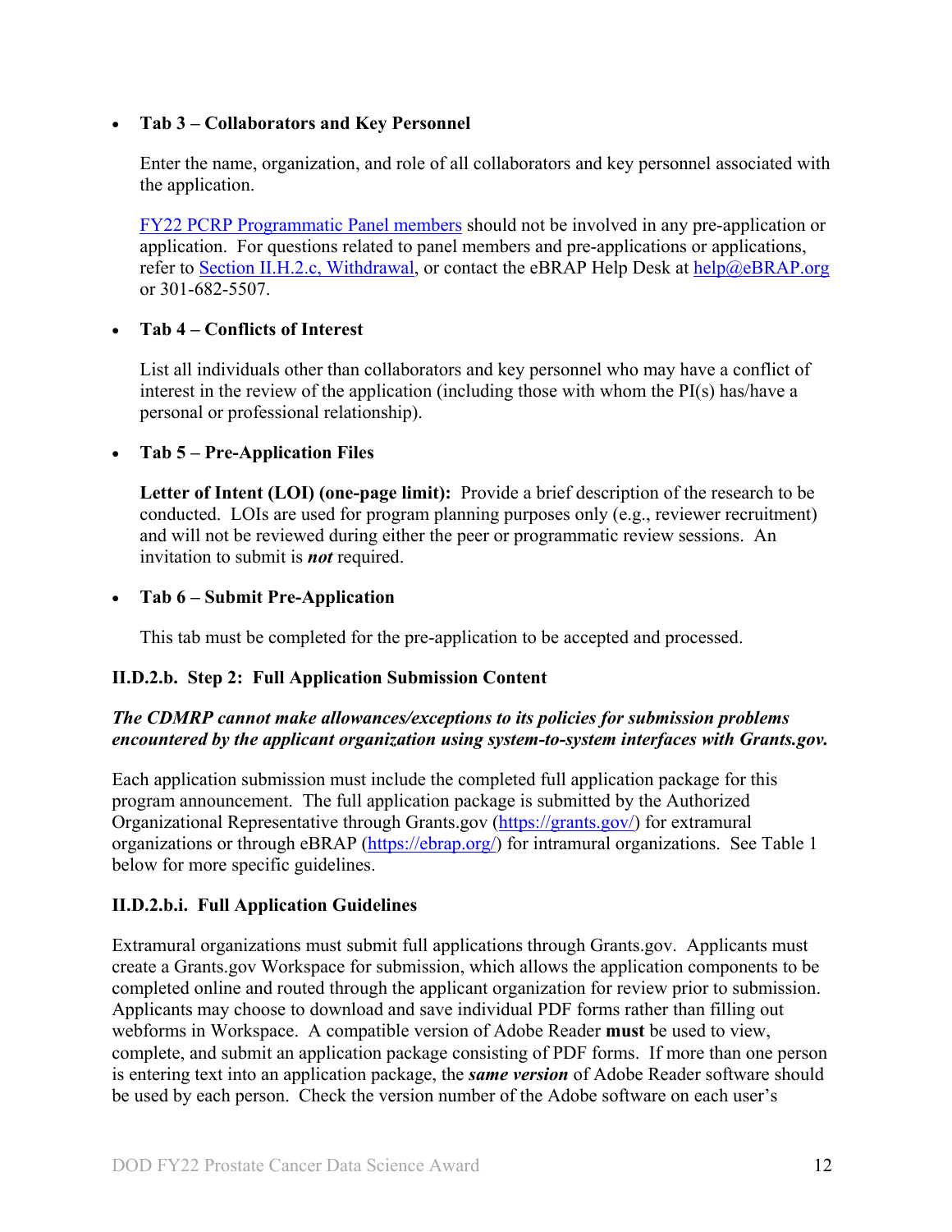- **Tab 3 – Collaborators and Key Personnel**

  Enter the name, organization, and role of all collaborators and key personnel associated with the application.

  FY22 PCRP Programmatic Panel members should not be involved in any pre-application or application. For questions related to panel members and pre-applications or applications, refer to Section II.H.2.c, Withdrawal, or contact the eBRAP Help Desk at help@eBRAP.org or 301-682-5507.

- **Tab 4 – Conflicts of Interest**

  List all individuals other than collaborators and key personnel who may have a conflict of interest in the review of the application (including those with whom the PI(s) has/have a personal or professional relationship).

- **Tab 5 – Pre-Application Files**

  **Letter of Intent (LOI) (one-page limit):** Provide a brief description of the research to be conducted. LOIs are used for program planning purposes only (e.g., reviewer recruitment) and will not be reviewed during either the peer or programmatic review sessions. An invitation to submit is ***not*** required.

- **Tab 6 – Submit Pre-Application**

  This tab must be completed for the pre-application to be accepted and processed.

#### II.D.2.b. Step 2: Full Application Submission Content

***The CDMRP cannot make allowances/exceptions to its policies for submission problems encountered by the applicant organization using system-to-system interfaces with Grants.gov.***

Each application submission must include the completed full application package for this program announcement. The full application package is submitted by the Authorized Organizational Representative through Grants.gov (https://grants.gov/) for extramural organizations or through eBRAP (https://ebrap.org/) for intramural organizations. See Table 1 below for more specific guidelines.

#### II.D.2.b.i. Full Application Guidelines

Extramural organizations must submit full applications through Grants.gov. Applicants must create a Grants.gov Workspace for submission, which allows the application components to be completed online and routed through the applicant organization for review prior to submission. Applicants may choose to download and save individual PDF forms rather than filling out webforms in Workspace. A compatible version of Adobe Reader **must** be used to view, complete, and submit an application package consisting of PDF forms. If more than one person is entering text into an application package, the ***same version*** of Adobe Reader software should be used by each person. Check the version number of the Adobe software on each user's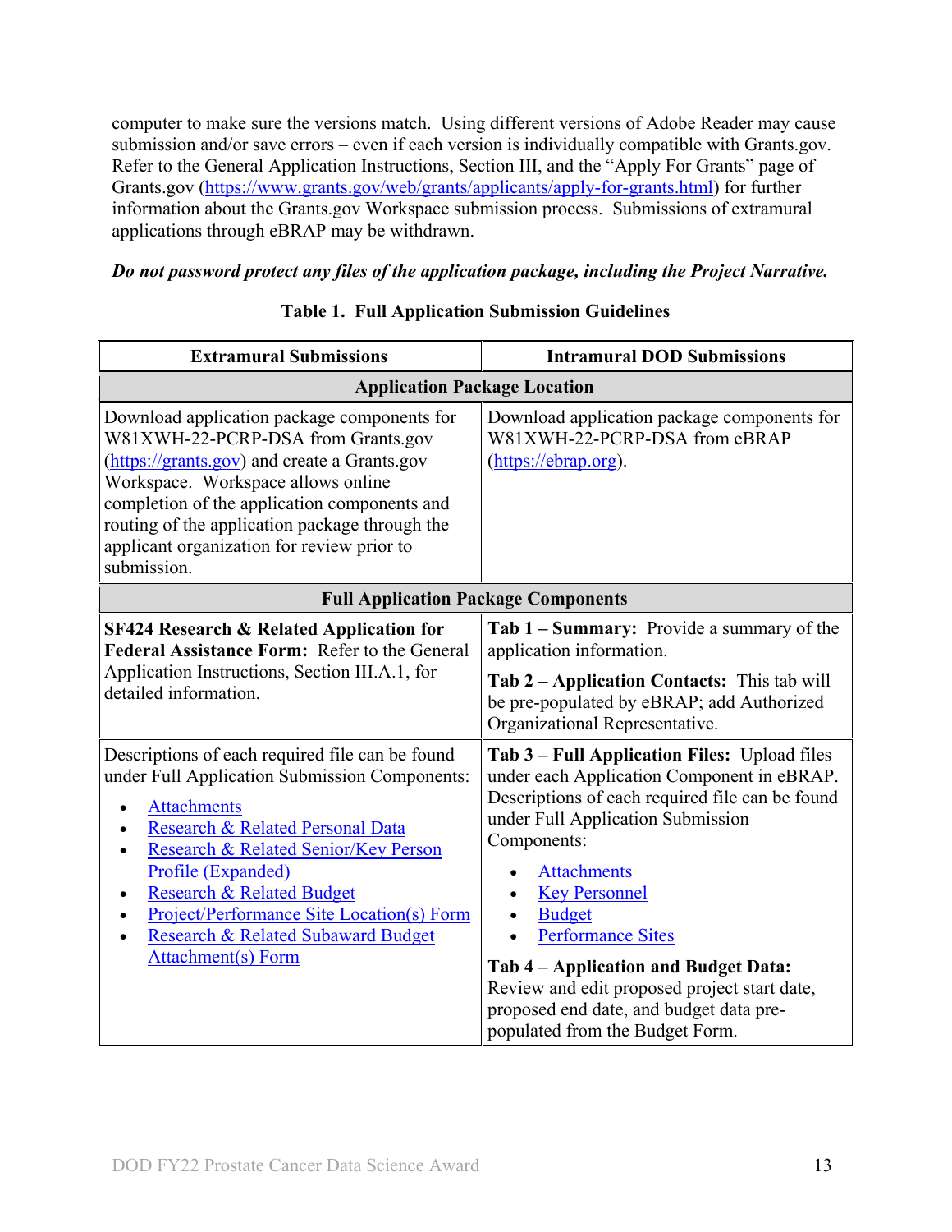computer to make sure the versions match. Using different versions of Adobe Reader may cause submission and/or save errors – even if each version is individually compatible with Grants.gov. Refer to the General Application Instructions, Section III, and the "Apply For Grants" page of Grants.gov (https://www.grants.gov/web/grants/applicants/apply-for-grants.html) for further information about the Grants.gov Workspace submission process. Submissions of extramural applications through eBRAP may be withdrawn.

***Do not password protect any files of the application package, including the Project Narrative.***

**Table 1. Full Application Submission Guidelines**

| Extramural Submissions | Intramural DOD Submissions |
|---|---|
| **Application Package Location** | |
| Download application package components for W81XWH-22-PCRP-DSA from Grants.gov (https://grants.gov) and create a Grants.gov Workspace. Workspace allows online completion of the application components and routing of the application package through the applicant organization for review prior to submission. | Download application package components for W81XWH-22-PCRP-DSA from eBRAP (https://ebrap.org). |
| **Full Application Package Components** | |
| **SF424 Research & Related Application for Federal Assistance Form:** Refer to the General Application Instructions, Section III.A.1, for detailed information. | **Tab 1 – Summary:** Provide a summary of the application information.<br><br>**Tab 2 – Application Contacts:** This tab will be pre-populated by eBRAP; add Authorized Organizational Representative. |
| Descriptions of each required file can be found under Full Application Submission Components:<br>• Attachments<br>• Research & Related Personal Data<br>• Research & Related Senior/Key Person Profile (Expanded)<br>• Research & Related Budget<br>• Project/Performance Site Location(s) Form<br>• Research & Related Subaward Budget Attachment(s) Form | **Tab 3 – Full Application Files:** Upload files under each Application Component in eBRAP. Descriptions of each required file can be found under Full Application Submission Components:<br>• Attachments<br>• Key Personnel<br>• Budget<br>• Performance Sites<br><br>**Tab 4 – Application and Budget Data:** Review and edit proposed project start date, proposed end date, and budget data pre-populated from the Budget Form. |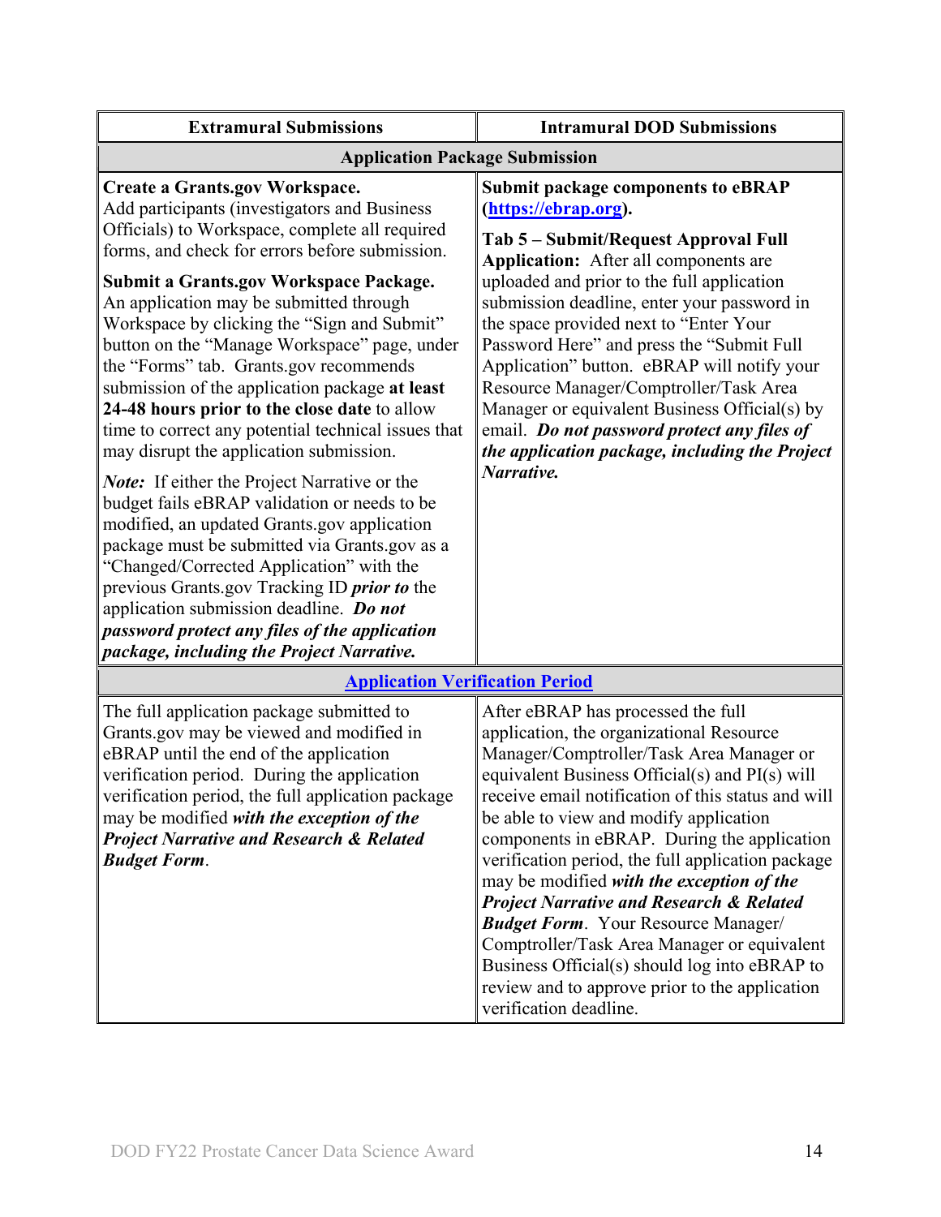| Extramural Submissions | Intramural DOD Submissions |
|---|---|
| **Application Package Submission** | |
| **Create a Grants.gov Workspace.** Add participants (investigators and Business Officials) to Workspace, complete all required forms, and check for errors before submission.<br><br>**Submit a Grants.gov Workspace Package.** An application may be submitted through Workspace by clicking the "Sign and Submit" button on the "Manage Workspace" page, under the "Forms" tab. Grants.gov recommends submission of the application package **at least 24-48 hours prior to the close date** to allow time to correct any potential technical issues that may disrupt the application submission.<br><br>***Note:*** If either the Project Narrative or the budget fails eBRAP validation or needs to be modified, an updated Grants.gov application package must be submitted via Grants.gov as a "Changed/Corrected Application" with the previous Grants.gov Tracking ID ***prior to*** the application submission deadline. ***Do not password protect any files of the application package, including the Project Narrative.*** | **Submit package components to eBRAP (https://ebrap.org).**<br><br>**Tab 5 – Submit/Request Approval Full Application:** After all components are uploaded and prior to the full application submission deadline, enter your password in the space provided next to "Enter Your Password Here" and press the "Submit Full Application" button. eBRAP will notify your Resource Manager/Comptroller/Task Area Manager or equivalent Business Official(s) by email. ***Do not password protect any files of the application package, including the Project Narrative.*** |
| **Application Verification Period** | |
| The full application package submitted to Grants.gov may be viewed and modified in eBRAP until the end of the application verification period. During the application verification period, the full application package may be modified ***with the exception of the Project Narrative and Research & Related Budget Form***. | After eBRAP has processed the full application, the organizational Resource Manager/Comptroller/Task Area Manager or equivalent Business Official(s) and PI(s) will receive email notification of this status and will be able to view and modify application components in eBRAP. During the application verification period, the full application package may be modified ***with the exception of the Project Narrative and Research & Related Budget Form***. Your Resource Manager/ Comptroller/Task Area Manager or equivalent Business Official(s) should log into eBRAP to review and to approve prior to the application verification deadline. |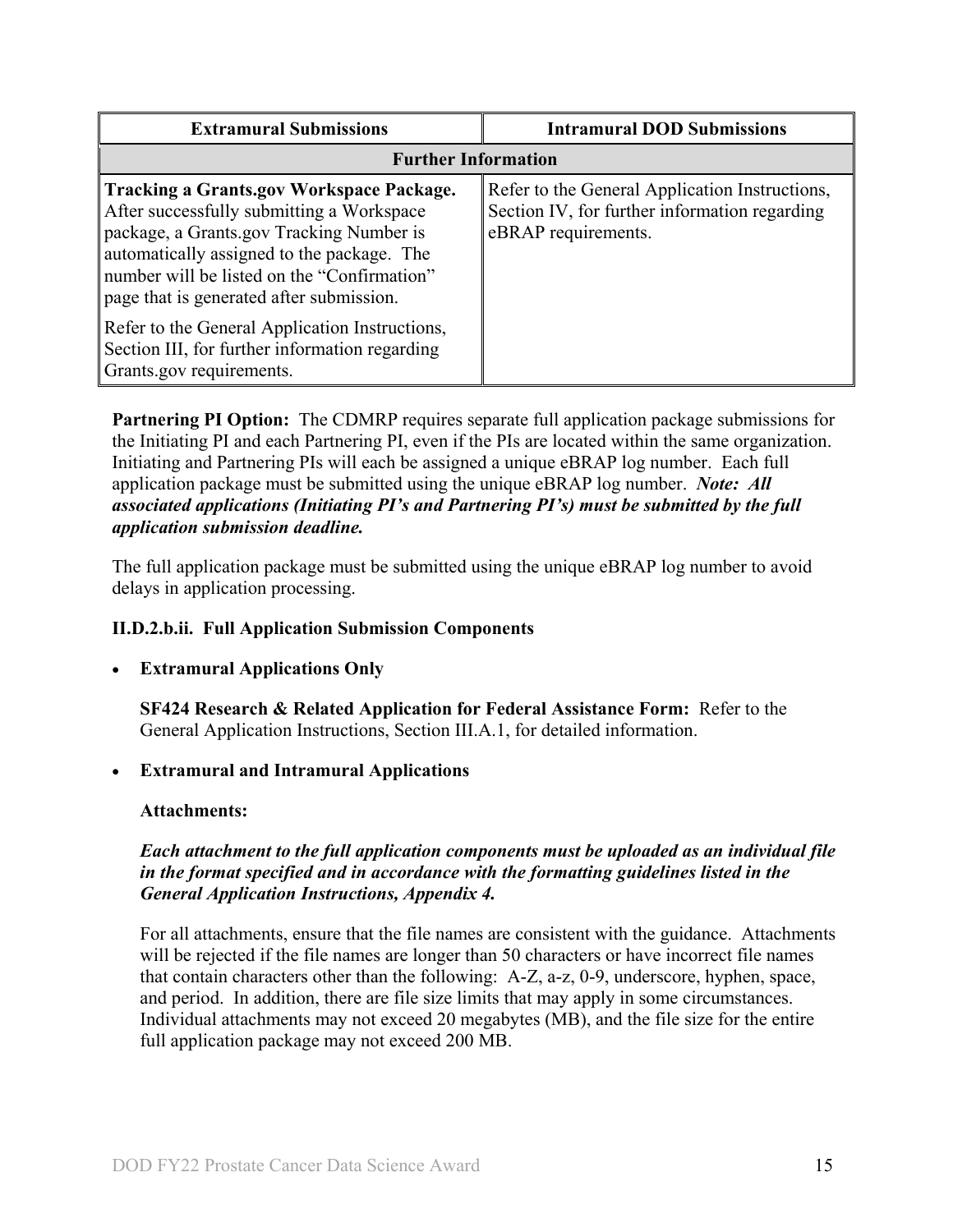| Extramural Submissions | Intramural DOD Submissions |
| --- | --- |
| **Further Information** | |
| **Tracking a Grants.gov Workspace Package.** After successfully submitting a Workspace package, a Grants.gov Tracking Number is automatically assigned to the package. The number will be listed on the "Confirmation" page that is generated after submission.<br><br>Refer to the General Application Instructions, Section III, for further information regarding Grants.gov requirements. | Refer to the General Application Instructions, Section IV, for further information regarding eBRAP requirements. |

**Partnering PI Option:** The CDMRP requires separate full application package submissions for the Initiating PI and each Partnering PI, even if the PIs are located within the same organization. Initiating and Partnering PIs will each be assigned a unique eBRAP log number. Each full application package must be submitted using the unique eBRAP log number. ***Note: All associated applications (Initiating PI's and Partnering PI's) must be submitted by the full application submission deadline.***

The full application package must be submitted using the unique eBRAP log number to avoid delays in application processing.

**II.D.2.b.ii. Full Application Submission Components**

- **Extramural Applications Only**

  **SF424 Research & Related Application for Federal Assistance Form:** Refer to the General Application Instructions, Section III.A.1, for detailed information.

- **Extramural and Intramural Applications**

  **Attachments:**

  ***Each attachment to the full application components must be uploaded as an individual file in the format specified and in accordance with the formatting guidelines listed in the General Application Instructions, Appendix 4.***

  For all attachments, ensure that the file names are consistent with the guidance. Attachments will be rejected if the file names are longer than 50 characters or have incorrect file names that contain characters other than the following: A-Z, a-z, 0-9, underscore, hyphen, space, and period. In addition, there are file size limits that may apply in some circumstances. Individual attachments may not exceed 20 megabytes (MB), and the file size for the entire full application package may not exceed 200 MB.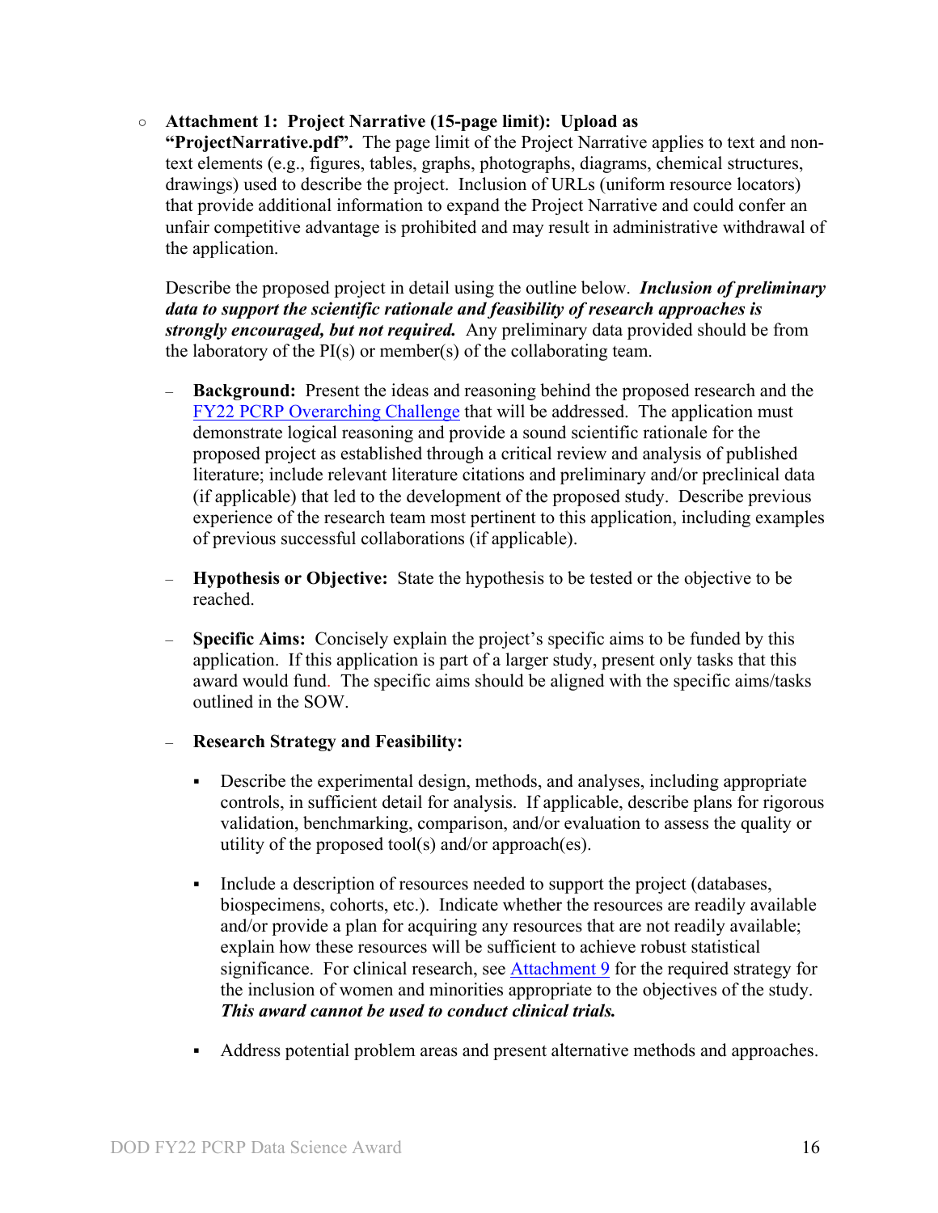- **Attachment 1: Project Narrative (15-page limit): Upload as "ProjectNarrative.pdf".** The page limit of the Project Narrative applies to text and non-text elements (e.g., figures, tables, graphs, photographs, diagrams, chemical structures, drawings) used to describe the project. Inclusion of URLs (uniform resource locators) that provide additional information to expand the Project Narrative and could confer an unfair competitive advantage is prohibited and may result in administrative withdrawal of the application.

  Describe the proposed project in detail using the outline below. ***Inclusion of preliminary data to support the scientific rationale and feasibility of research approaches is strongly encouraged, but not required.*** Any preliminary data provided should be from the laboratory of the PI(s) or member(s) of the collaborating team.

  - **Background:** Present the ideas and reasoning behind the proposed research and the FY22 PCRP Overarching Challenge that will be addressed. The application must demonstrate logical reasoning and provide a sound scientific rationale for the proposed project as established through a critical review and analysis of published literature; include relevant literature citations and preliminary and/or preclinical data (if applicable) that led to the development of the proposed study. Describe previous experience of the research team most pertinent to this application, including examples of previous successful collaborations (if applicable).

  - **Hypothesis or Objective:** State the hypothesis to be tested or the objective to be reached.

  - **Specific Aims:** Concisely explain the project's specific aims to be funded by this application. If this application is part of a larger study, present only tasks that this award would fund. The specific aims should be aligned with the specific aims/tasks outlined in the SOW.

  - **Research Strategy and Feasibility:**

    - Describe the experimental design, methods, and analyses, including appropriate controls, in sufficient detail for analysis. If applicable, describe plans for rigorous validation, benchmarking, comparison, and/or evaluation to assess the quality or utility of the proposed tool(s) and/or approach(es).

    - Include a description of resources needed to support the project (databases, biospecimens, cohorts, etc.). Indicate whether the resources are readily available and/or provide a plan for acquiring any resources that are not readily available; explain how these resources will be sufficient to achieve robust statistical significance. For clinical research, see Attachment 9 for the required strategy for the inclusion of women and minorities appropriate to the objectives of the study. ***This award cannot be used to conduct clinical trials.***

    - Address potential problem areas and present alternative methods and approaches.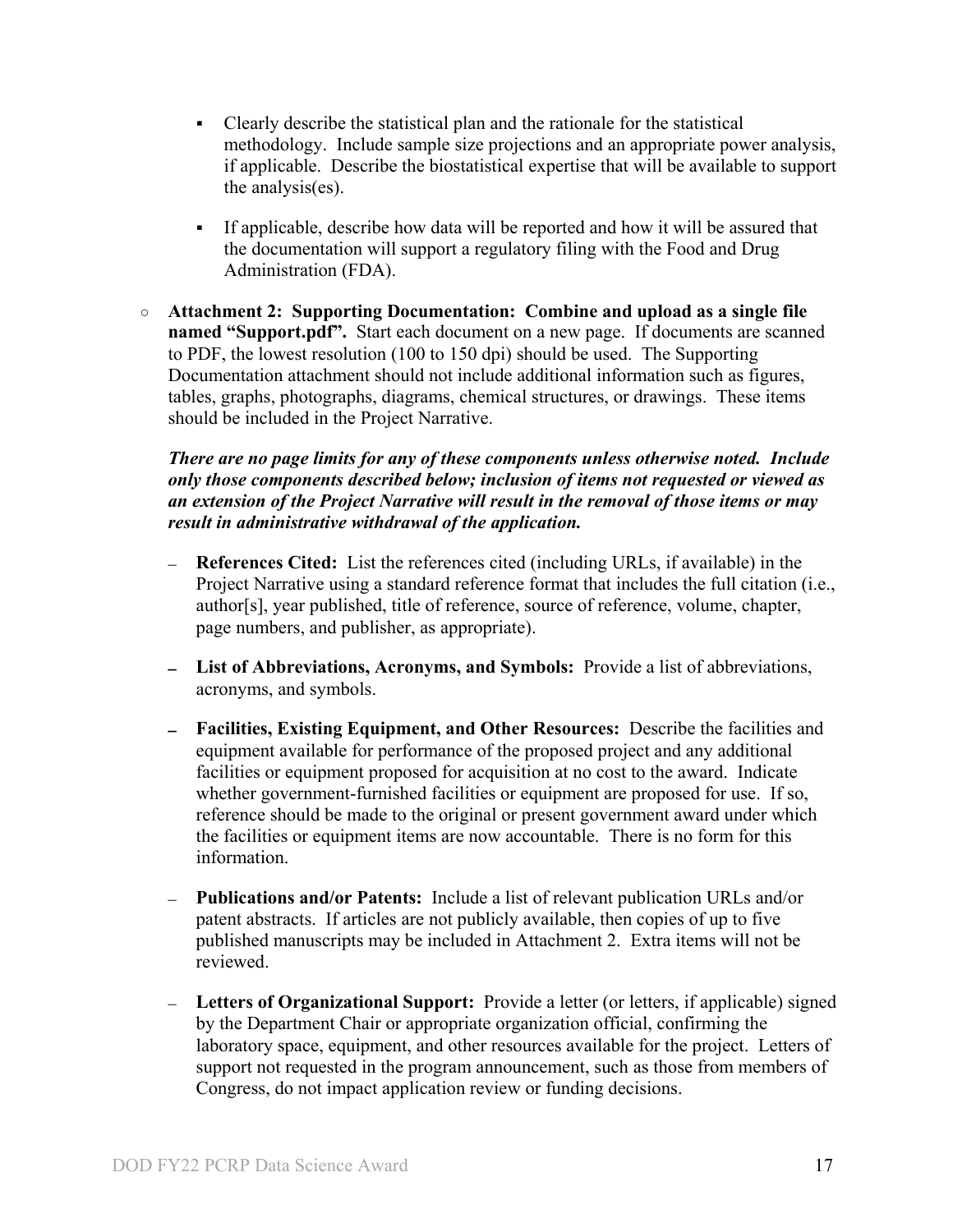- Clearly describe the statistical plan and the rationale for the statistical methodology. Include sample size projections and an appropriate power analysis, if applicable. Describe the biostatistical expertise that will be available to support the analysis(es).

  - If applicable, describe how data will be reported and how it will be assured that the documentation will support a regulatory filing with the Food and Drug Administration (FDA).

- **Attachment 2: Supporting Documentation: Combine and upload as a single file named "Support.pdf".** Start each document on a new page. If documents are scanned to PDF, the lowest resolution (100 to 150 dpi) should be used. The Supporting Documentation attachment should not include additional information such as figures, tables, graphs, photographs, diagrams, chemical structures, or drawings. These items should be included in the Project Narrative.

  ***There are no page limits for any of these components unless otherwise noted. Include only those components described below; inclusion of items not requested or viewed as an extension of the Project Narrative will result in the removal of those items or may result in administrative withdrawal of the application.***

  - **References Cited:** List the references cited (including URLs, if available) in the Project Narrative using a standard reference format that includes the full citation (i.e., author[s], year published, title of reference, source of reference, volume, chapter, page numbers, and publisher, as appropriate).

  - **List of Abbreviations, Acronyms, and Symbols:** Provide a list of abbreviations, acronyms, and symbols.

  - **Facilities, Existing Equipment, and Other Resources:** Describe the facilities and equipment available for performance of the proposed project and any additional facilities or equipment proposed for acquisition at no cost to the award. Indicate whether government-furnished facilities or equipment are proposed for use. If so, reference should be made to the original or present government award under which the facilities or equipment items are now accountable. There is no form for this information.

  - **Publications and/or Patents:** Include a list of relevant publication URLs and/or patent abstracts. If articles are not publicly available, then copies of up to five published manuscripts may be included in Attachment 2. Extra items will not be reviewed.

  - **Letters of Organizational Support:** Provide a letter (or letters, if applicable) signed by the Department Chair or appropriate organization official, confirming the laboratory space, equipment, and other resources available for the project. Letters of support not requested in the program announcement, such as those from members of Congress, do not impact application review or funding decisions.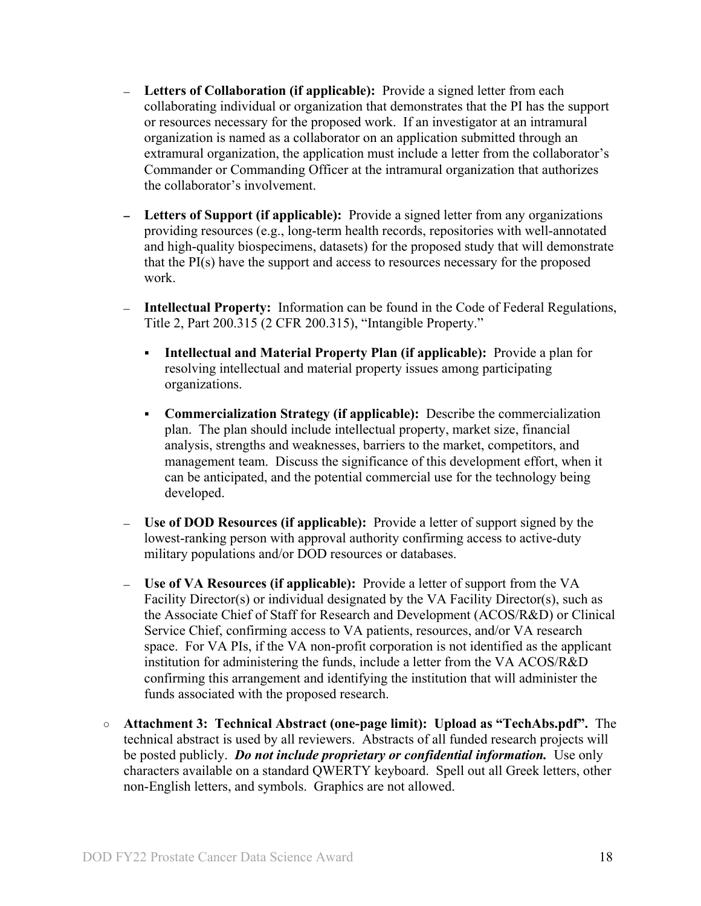- **Letters of Collaboration (if applicable):** Provide a signed letter from each collaborating individual or organization that demonstrates that the PI has the support or resources necessary for the proposed work. If an investigator at an intramural organization is named as a collaborator on an application submitted through an extramural organization, the application must include a letter from the collaborator's Commander or Commanding Officer at the intramural organization that authorizes the collaborator's involvement.

- **Letters of Support (if applicable):** Provide a signed letter from any organizations providing resources (e.g., long-term health records, repositories with well-annotated and high-quality biospecimens, datasets) for the proposed study that will demonstrate that the PI(s) have the support and access to resources necessary for the proposed work.

- **Intellectual Property:** Information can be found in the Code of Federal Regulations, Title 2, Part 200.315 (2 CFR 200.315), "Intangible Property."

  - **Intellectual and Material Property Plan (if applicable):** Provide a plan for resolving intellectual and material property issues among participating organizations.

  - **Commercialization Strategy (if applicable):** Describe the commercialization plan. The plan should include intellectual property, market size, financial analysis, strengths and weaknesses, barriers to the market, competitors, and management team. Discuss the significance of this development effort, when it can be anticipated, and the potential commercial use for the technology being developed.

- **Use of DOD Resources (if applicable):** Provide a letter of support signed by the lowest-ranking person with approval authority confirming access to active-duty military populations and/or DOD resources or databases.

- **Use of VA Resources (if applicable):** Provide a letter of support from the VA Facility Director(s) or individual designated by the VA Facility Director(s), such as the Associate Chief of Staff for Research and Development (ACOS/R&D) or Clinical Service Chief, confirming access to VA patients, resources, and/or VA research space. For VA PIs, if the VA non-profit corporation is not identified as the applicant institution for administering the funds, include a letter from the VA ACOS/R&D confirming this arrangement and identifying the institution that will administer the funds associated with the proposed research.

- **Attachment 3: Technical Abstract (one-page limit): Upload as "TechAbs.pdf".** The technical abstract is used by all reviewers. Abstracts of all funded research projects will be posted publicly. ***Do not include proprietary or confidential information.*** Use only characters available on a standard QWERTY keyboard. Spell out all Greek letters, other non-English letters, and symbols. Graphics are not allowed.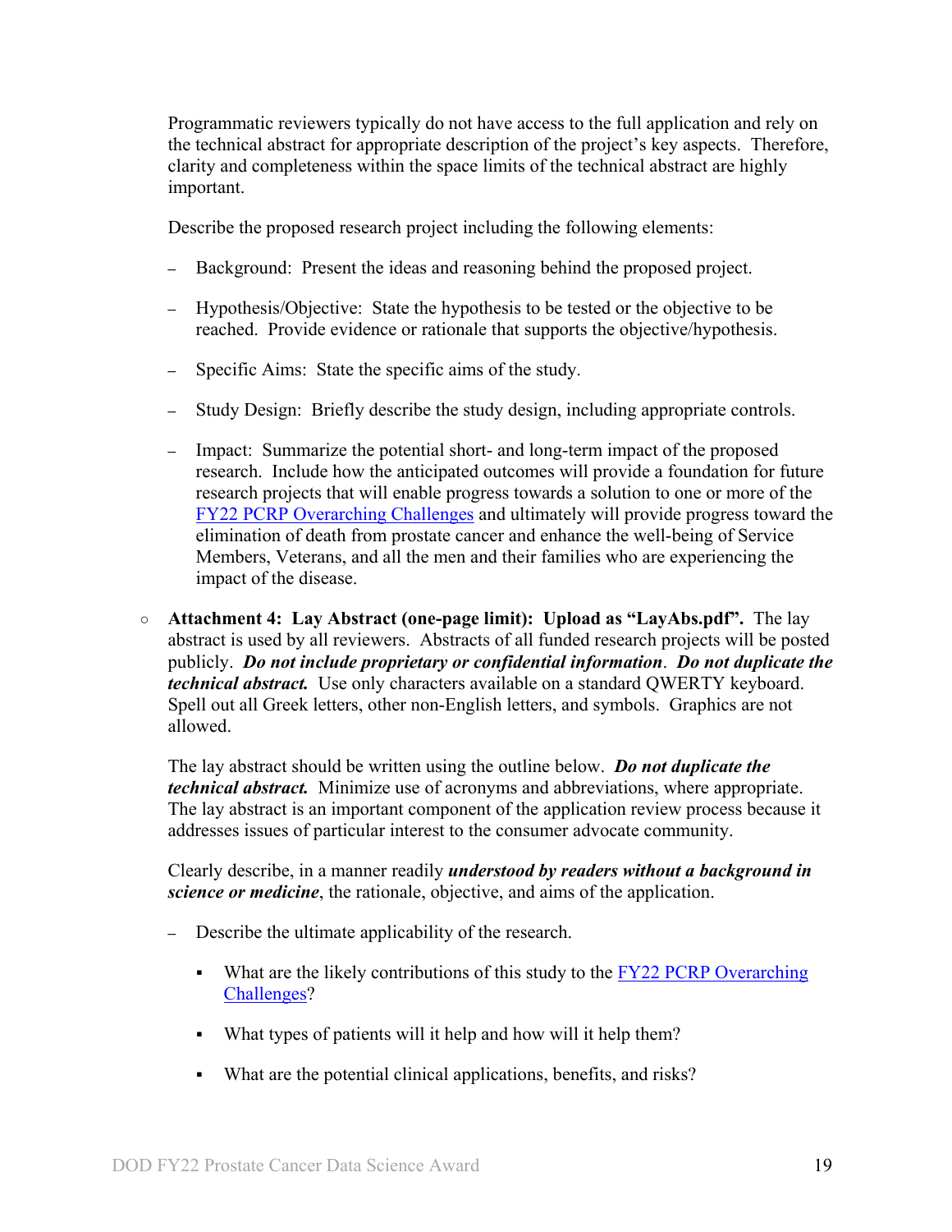Programmatic reviewers typically do not have access to the full application and rely on the technical abstract for appropriate description of the project's key aspects. Therefore, clarity and completeness within the space limits of the technical abstract are highly important.

Describe the proposed research project including the following elements:

- Background: Present the ideas and reasoning behind the proposed project.
- Hypothesis/Objective: State the hypothesis to be tested or the objective to be reached. Provide evidence or rationale that supports the objective/hypothesis.
- Specific Aims: State the specific aims of the study.
- Study Design: Briefly describe the study design, including appropriate controls.
- Impact: Summarize the potential short- and long-term impact of the proposed research. Include how the anticipated outcomes will provide a foundation for future research projects that will enable progress towards a solution to one or more of the FY22 PCRP Overarching Challenges and ultimately will provide progress toward the elimination of death from prostate cancer and enhance the well-being of Service Members, Veterans, and all the men and their families who are experiencing the impact of the disease.

○ **Attachment 4: Lay Abstract (one-page limit): Upload as "LayAbs.pdf".** The lay abstract is used by all reviewers. Abstracts of all funded research projects will be posted publicly. ***Do not include proprietary or confidential information***. ***Do not duplicate the technical abstract.*** Use only characters available on a standard QWERTY keyboard. Spell out all Greek letters, other non-English letters, and symbols. Graphics are not allowed.

The lay abstract should be written using the outline below. ***Do not duplicate the technical abstract.*** Minimize use of acronyms and abbreviations, where appropriate. The lay abstract is an important component of the application review process because it addresses issues of particular interest to the consumer advocate community.

Clearly describe, in a manner readily ***understood by readers without a background in science or medicine***, the rationale, objective, and aims of the application.

- Describe the ultimate applicability of the research.
  - What are the likely contributions of this study to the FY22 PCRP Overarching Challenges?
  - What types of patients will it help and how will it help them?
  - What are the potential clinical applications, benefits, and risks?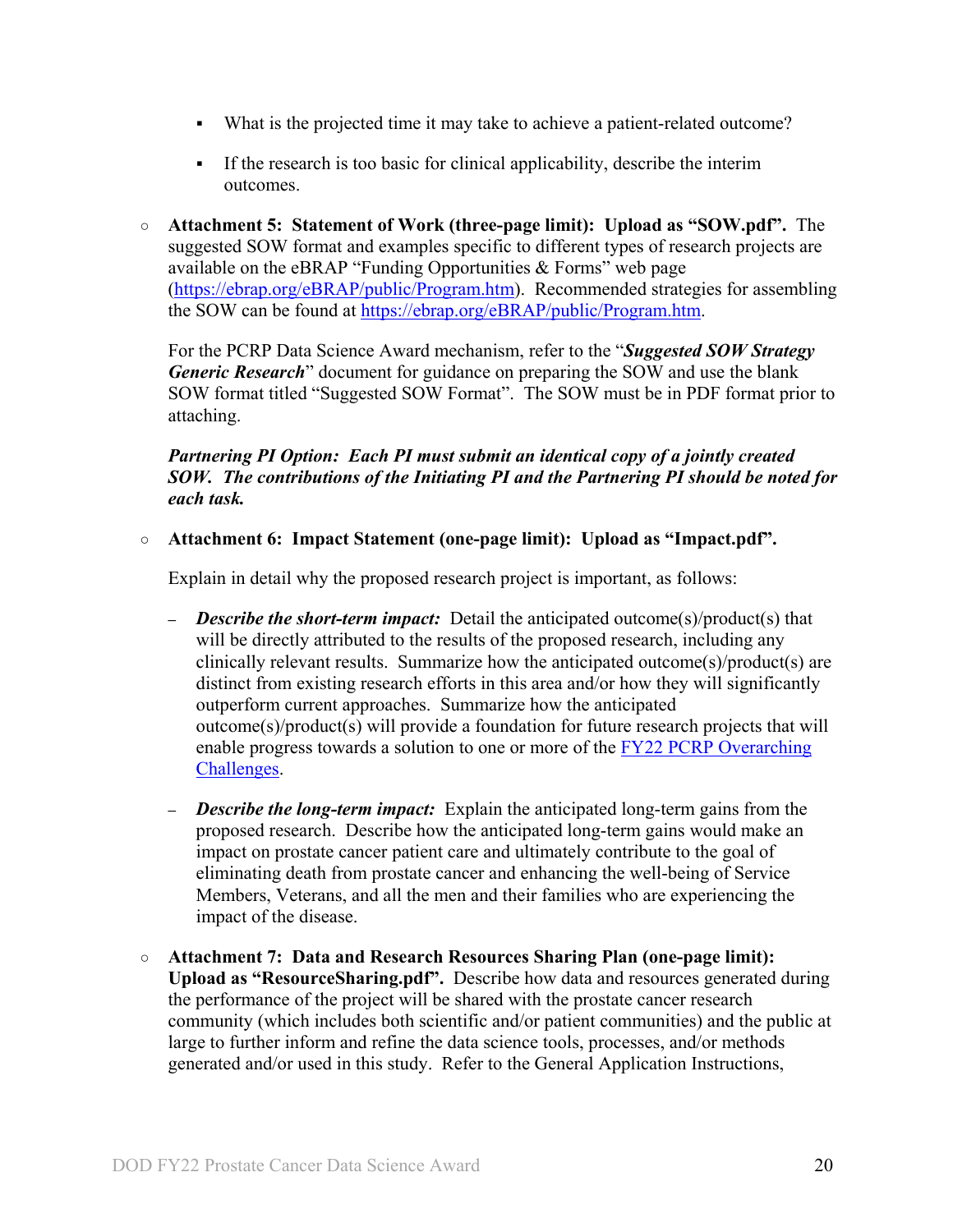- What is the projected time it may take to achieve a patient-related outcome?

        - If the research is too basic for clinical applicability, describe the interim outcomes.

    - **Attachment 5: Statement of Work (three-page limit): Upload as "SOW.pdf".** The suggested SOW format and examples specific to different types of research projects are available on the eBRAP "Funding Opportunities & Forms" web page (https://ebrap.org/eBRAP/public/Program.htm). Recommended strategies for assembling the SOW can be found at https://ebrap.org/eBRAP/public/Program.htm.

      For the PCRP Data Science Award mechanism, refer to the "***Suggested SOW Strategy Generic Research***" document for guidance on preparing the SOW and use the blank SOW format titled "Suggested SOW Format". The SOW must be in PDF format prior to attaching.

      ***Partnering PI Option: Each PI must submit an identical copy of a jointly created SOW. The contributions of the Initiating PI and the Partnering PI should be noted for each task.***

    - **Attachment 6: Impact Statement (one-page limit): Upload as "Impact.pdf".**

      Explain in detail why the proposed research project is important, as follows:

      – ***Describe the short-term impact:*** Detail the anticipated outcome(s)/product(s) that will be directly attributed to the results of the proposed research, including any clinically relevant results. Summarize how the anticipated outcome(s)/product(s) are distinct from existing research efforts in this area and/or how they will significantly outperform current approaches. Summarize how the anticipated outcome(s)/product(s) will provide a foundation for future research projects that will enable progress towards a solution to one or more of the FY22 PCRP Overarching Challenges.

      – ***Describe the long-term impact:*** Explain the anticipated long-term gains from the proposed research. Describe how the anticipated long-term gains would make an impact on prostate cancer patient care and ultimately contribute to the goal of eliminating death from prostate cancer and enhancing the well-being of Service Members, Veterans, and all the men and their families who are experiencing the impact of the disease.

    - **Attachment 7: Data and Research Resources Sharing Plan (one-page limit): Upload as "ResourceSharing.pdf".** Describe how data and resources generated during the performance of the project will be shared with the prostate cancer research community (which includes both scientific and/or patient communities) and the public at large to further inform and refine the data science tools, processes, and/or methods generated and/or used in this study. Refer to the General Application Instructions,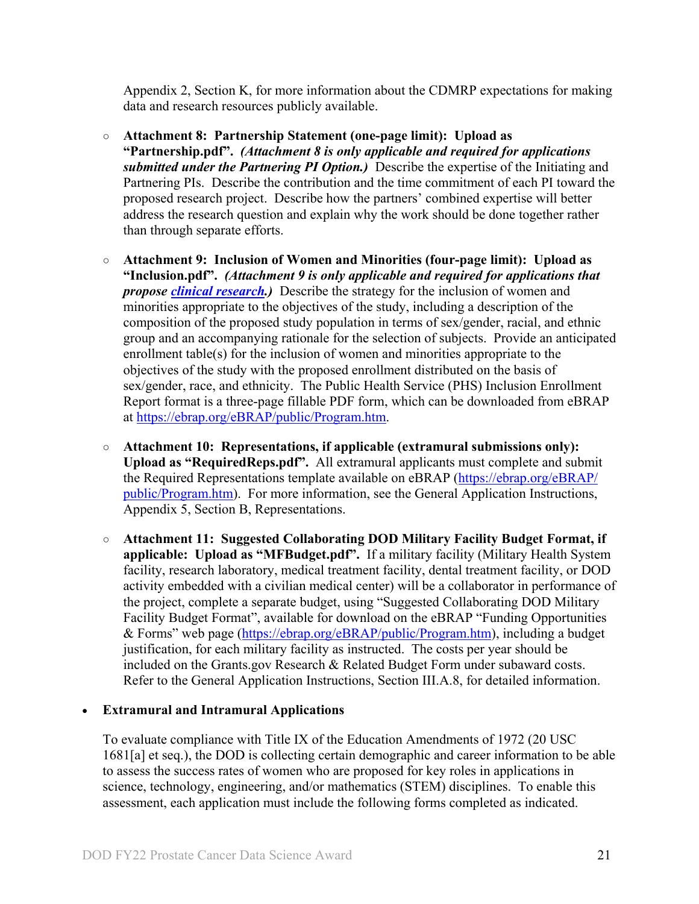Appendix 2, Section K, for more information about the CDMRP expectations for making data and research resources publicly available.

- **Attachment 8: Partnership Statement (one-page limit): Upload as "Partnership.pdf".** ***(Attachment 8 is only applicable and required for applications submitted under the Partnering PI Option.)*** Describe the expertise of the Initiating and Partnering PIs. Describe the contribution and the time commitment of each PI toward the proposed research project. Describe how the partners' combined expertise will better address the research question and explain why the work should be done together rather than through separate efforts.

- **Attachment 9: Inclusion of Women and Minorities (four-page limit): Upload as "Inclusion.pdf".** ***(Attachment 9 is only applicable and required for applications that propose [clinical research](clinical research).)*** Describe the strategy for the inclusion of women and minorities appropriate to the objectives of the study, including a description of the composition of the proposed study population in terms of sex/gender, racial, and ethnic group and an accompanying rationale for the selection of subjects. Provide an anticipated enrollment table(s) for the inclusion of women and minorities appropriate to the objectives of the study with the proposed enrollment distributed on the basis of sex/gender, race, and ethnicity. The Public Health Service (PHS) Inclusion Enrollment Report format is a three-page fillable PDF form, which can be downloaded from eBRAP at https://ebrap.org/eBRAP/public/Program.htm.

- **Attachment 10: Representations, if applicable (extramural submissions only): Upload as "RequiredReps.pdf".** All extramural applicants must complete and submit the Required Representations template available on eBRAP (https://ebrap.org/eBRAP/public/Program.htm). For more information, see the General Application Instructions, Appendix 5, Section B, Representations.

- **Attachment 11: Suggested Collaborating DOD Military Facility Budget Format, if applicable: Upload as "MFBudget.pdf".** If a military facility (Military Health System facility, research laboratory, medical treatment facility, dental treatment facility, or DOD activity embedded with a civilian medical center) will be a collaborator in performance of the project, complete a separate budget, using "Suggested Collaborating DOD Military Facility Budget Format", available for download on the eBRAP "Funding Opportunities & Forms" web page (https://ebrap.org/eBRAP/public/Program.htm), including a budget justification, for each military facility as instructed. The costs per year should be included on the Grants.gov Research & Related Budget Form under subaward costs. Refer to the General Application Instructions, Section III.A.8, for detailed information.

- **Extramural and Intramural Applications**

  To evaluate compliance with Title IX of the Education Amendments of 1972 (20 USC 1681[a] et seq.), the DOD is collecting certain demographic and career information to be able to assess the success rates of women who are proposed for key roles in applications in science, technology, engineering, and/or mathematics (STEM) disciplines. To enable this assessment, each application must include the following forms completed as indicated.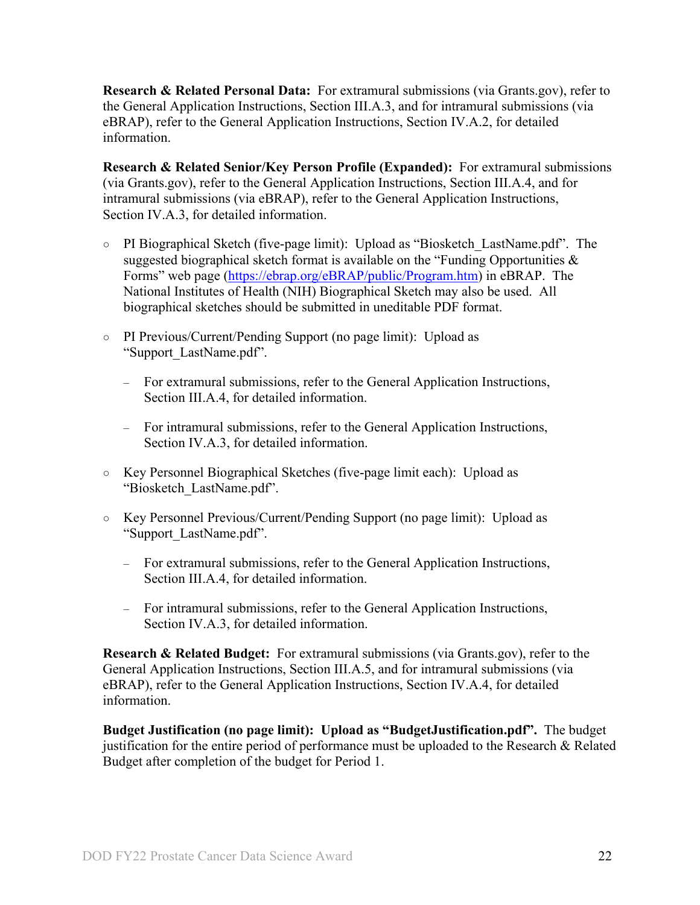**Research & Related Personal Data:** For extramural submissions (via Grants.gov), refer to the General Application Instructions, Section III.A.3, and for intramural submissions (via eBRAP), refer to the General Application Instructions, Section IV.A.2, for detailed information.

**Research & Related Senior/Key Person Profile (Expanded):** For extramural submissions (via Grants.gov), refer to the General Application Instructions, Section III.A.4, and for intramural submissions (via eBRAP), refer to the General Application Instructions, Section IV.A.3, for detailed information.

- PI Biographical Sketch (five-page limit): Upload as "Biosketch_LastName.pdf". The suggested biographical sketch format is available on the "Funding Opportunities & Forms" web page (https://ebrap.org/eBRAP/public/Program.htm) in eBRAP. The National Institutes of Health (NIH) Biographical Sketch may also be used. All biographical sketches should be submitted in uneditable PDF format.

- PI Previous/Current/Pending Support (no page limit): Upload as "Support_LastName.pdf".

  - For extramural submissions, refer to the General Application Instructions, Section III.A.4, for detailed information.

  - For intramural submissions, refer to the General Application Instructions, Section IV.A.3, for detailed information.

- Key Personnel Biographical Sketches (five-page limit each): Upload as "Biosketch_LastName.pdf".

- Key Personnel Previous/Current/Pending Support (no page limit): Upload as "Support_LastName.pdf".

  - For extramural submissions, refer to the General Application Instructions, Section III.A.4, for detailed information.

  - For intramural submissions, refer to the General Application Instructions, Section IV.A.3, for detailed information.

**Research & Related Budget:** For extramural submissions (via Grants.gov), refer to the General Application Instructions, Section III.A.5, and for intramural submissions (via eBRAP), refer to the General Application Instructions, Section IV.A.4, for detailed information.

**Budget Justification (no page limit): Upload as "BudgetJustification.pdf".** The budget justification for the entire period of performance must be uploaded to the Research & Related Budget after completion of the budget for Period 1.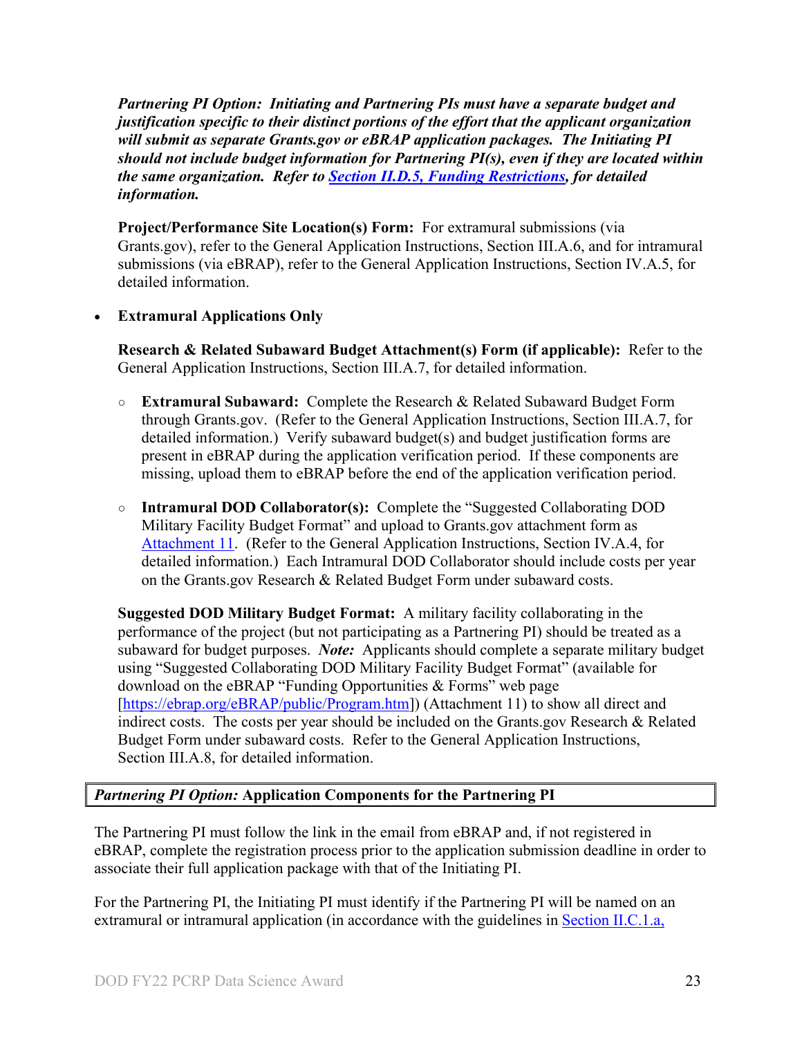***Partnering PI Option: Initiating and Partnering PIs must have a separate budget and justification specific to their distinct portions of the effort that the applicant organization will submit as separate Grants.gov or eBRAP application packages. The Initiating PI should not include budget information for Partnering PI(s), even if they are located within the same organization. Refer to [Section II.D.5, Funding Restrictions](), for detailed information.***

**Project/Performance Site Location(s) Form:** For extramural submissions (via Grants.gov), refer to the General Application Instructions, Section III.A.6, and for intramural submissions (via eBRAP), refer to the General Application Instructions, Section IV.A.5, for detailed information.

- **Extramural Applications Only**

  **Research & Related Subaward Budget Attachment(s) Form (if applicable):** Refer to the General Application Instructions, Section III.A.7, for detailed information.

  - **Extramural Subaward:** Complete the Research & Related Subaward Budget Form through Grants.gov. (Refer to the General Application Instructions, Section III.A.7, for detailed information.) Verify subaward budget(s) and budget justification forms are present in eBRAP during the application verification period. If these components are missing, upload them to eBRAP before the end of the application verification period.

  - **Intramural DOD Collaborator(s):** Complete the "Suggested Collaborating DOD Military Facility Budget Format" and upload to Grants.gov attachment form as [Attachment 11](). (Refer to the General Application Instructions, Section IV.A.4, for detailed information.) Each Intramural DOD Collaborator should include costs per year on the Grants.gov Research & Related Budget Form under subaward costs.

  **Suggested DOD Military Budget Format:** A military facility collaborating in the performance of the project (but not participating as a Partnering PI) should be treated as a subaward for budget purposes. ***Note:*** Applicants should complete a separate military budget using "Suggested Collaborating DOD Military Facility Budget Format" (available for download on the eBRAP "Funding Opportunities & Forms" web page [https://ebrap.org/eBRAP/public/Program.htm]) (Attachment 11) to show all direct and indirect costs. The costs per year should be included on the Grants.gov Research & Related Budget Form under subaward costs. Refer to the General Application Instructions, Section III.A.8, for detailed information.

### *Partnering PI Option:* Application Components for the Partnering PI

The Partnering PI must follow the link in the email from eBRAP and, if not registered in eBRAP, complete the registration process prior to the application submission deadline in order to associate their full application package with that of the Initiating PI.

For the Partnering PI, the Initiating PI must identify if the Partnering PI will be named on an extramural or intramural application (in accordance with the guidelines in [Section II.C.1.a,]()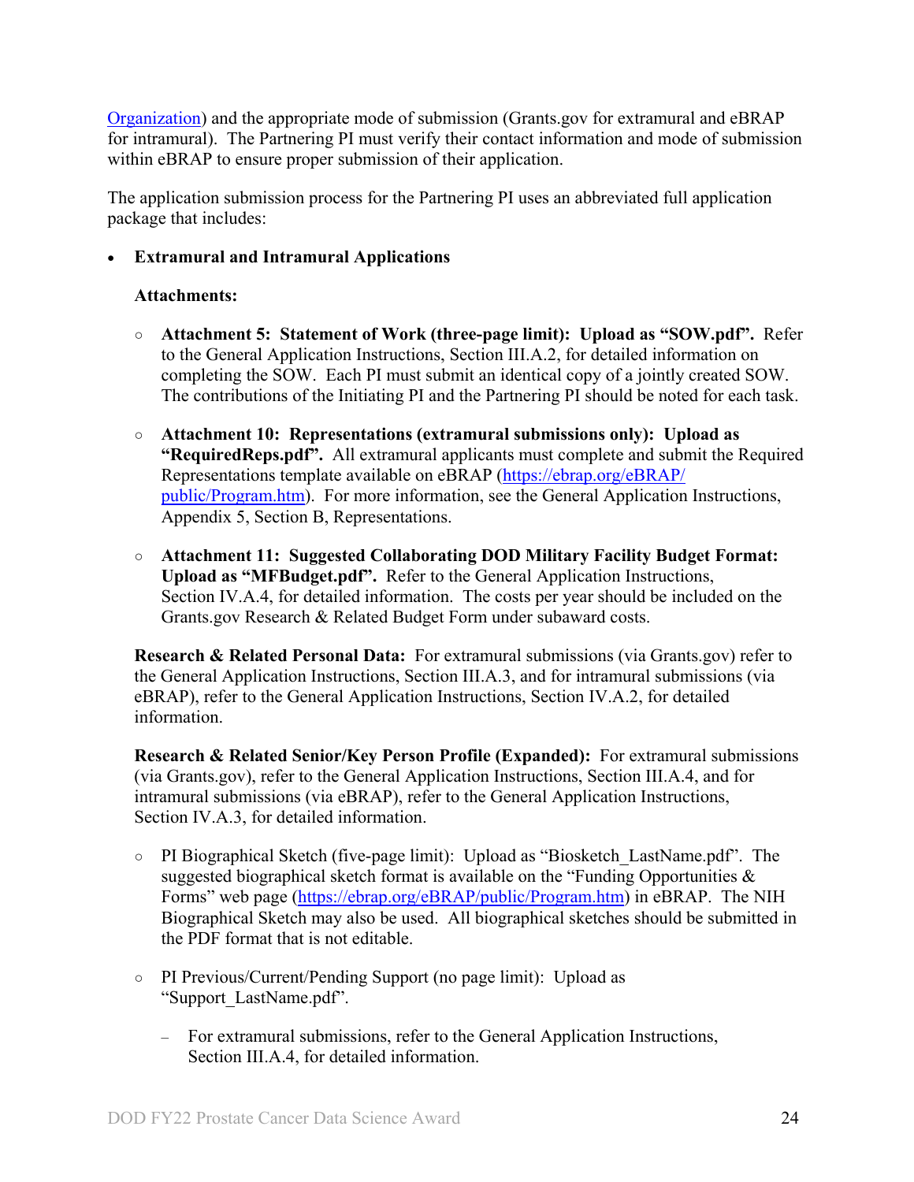[Organization](#)) and the appropriate mode of submission (Grants.gov for extramural and eBRAP for intramural). The Partnering PI must verify their contact information and mode of submission within eBRAP to ensure proper submission of their application.

The application submission process for the Partnering PI uses an abbreviated full application package that includes:

- **Extramural and Intramural Applications**

  **Attachments:**

  - **Attachment 5: Statement of Work (three-page limit): Upload as "SOW.pdf".** Refer to the General Application Instructions, Section III.A.2, for detailed information on completing the SOW. Each PI must submit an identical copy of a jointly created SOW. The contributions of the Initiating PI and the Partnering PI should be noted for each task.

  - **Attachment 10: Representations (extramural submissions only): Upload as "RequiredReps.pdf".** All extramural applicants must complete and submit the Required Representations template available on eBRAP ([https://ebrap.org/eBRAP/public/Program.htm](https://ebrap.org/eBRAP/public/Program.htm)). For more information, see the General Application Instructions, Appendix 5, Section B, Representations.

  - **Attachment 11: Suggested Collaborating DOD Military Facility Budget Format: Upload as "MFBudget.pdf".** Refer to the General Application Instructions, Section IV.A.4, for detailed information. The costs per year should be included on the Grants.gov Research & Related Budget Form under subaward costs.

  **Research & Related Personal Data:** For extramural submissions (via Grants.gov) refer to the General Application Instructions, Section III.A.3, and for intramural submissions (via eBRAP), refer to the General Application Instructions, Section IV.A.2, for detailed information.

  **Research & Related Senior/Key Person Profile (Expanded):** For extramural submissions (via Grants.gov), refer to the General Application Instructions, Section III.A.4, and for intramural submissions (via eBRAP), refer to the General Application Instructions, Section IV.A.3, for detailed information.

  - PI Biographical Sketch (five-page limit): Upload as "Biosketch_LastName.pdf". The suggested biographical sketch format is available on the "Funding Opportunities & Forms" web page ([https://ebrap.org/eBRAP/public/Program.htm](https://ebrap.org/eBRAP/public/Program.htm)) in eBRAP. The NIH Biographical Sketch may also be used. All biographical sketches should be submitted in the PDF format that is not editable.

  - PI Previous/Current/Pending Support (no page limit): Upload as "Support_LastName.pdf".

    - For extramural submissions, refer to the General Application Instructions, Section III.A.4, for detailed information.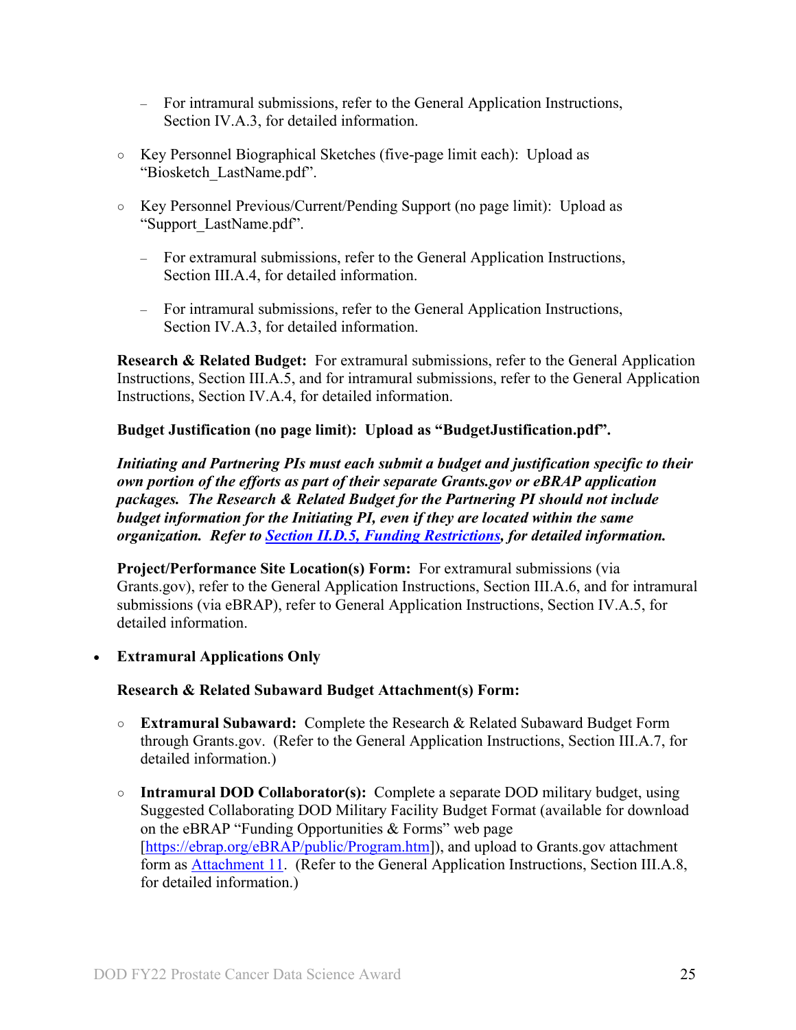- For intramural submissions, refer to the General Application Instructions, Section IV.A.3, for detailed information.

- Key Personnel Biographical Sketches (five-page limit each): Upload as "Biosketch_LastName.pdf".

- Key Personnel Previous/Current/Pending Support (no page limit): Upload as "Support_LastName.pdf".

  - For extramural submissions, refer to the General Application Instructions, Section III.A.4, for detailed information.

  - For intramural submissions, refer to the General Application Instructions, Section IV.A.3, for detailed information.

**Research & Related Budget:** For extramural submissions, refer to the General Application Instructions, Section III.A.5, and for intramural submissions, refer to the General Application Instructions, Section IV.A.4, for detailed information.

**Budget Justification (no page limit): Upload as "BudgetJustification.pdf".**

***Initiating and Partnering PIs must each submit a budget and justification specific to their own portion of the efforts as part of their separate Grants.gov or eBRAP application packages. The Research & Related Budget for the Partnering PI should not include budget information for the Initiating PI, even if they are located within the same organization. Refer to [Section II.D.5, Funding Restrictions](#), for detailed information.***

**Project/Performance Site Location(s) Form:** For extramural submissions (via Grants.gov), refer to the General Application Instructions, Section III.A.6, and for intramural submissions (via eBRAP), refer to General Application Instructions, Section IV.A.5, for detailed information.

- **Extramural Applications Only**

  **Research & Related Subaward Budget Attachment(s) Form:**

  - **Extramural Subaward:** Complete the Research & Related Subaward Budget Form through Grants.gov. (Refer to the General Application Instructions, Section III.A.7, for detailed information.)

  - **Intramural DOD Collaborator(s):** Complete a separate DOD military budget, using Suggested Collaborating DOD Military Facility Budget Format (available for download on the eBRAP "Funding Opportunities & Forms" web page [https://ebrap.org/eBRAP/public/Program.htm]), and upload to Grants.gov attachment form as [Attachment 11](#). (Refer to the General Application Instructions, Section III.A.8, for detailed information.)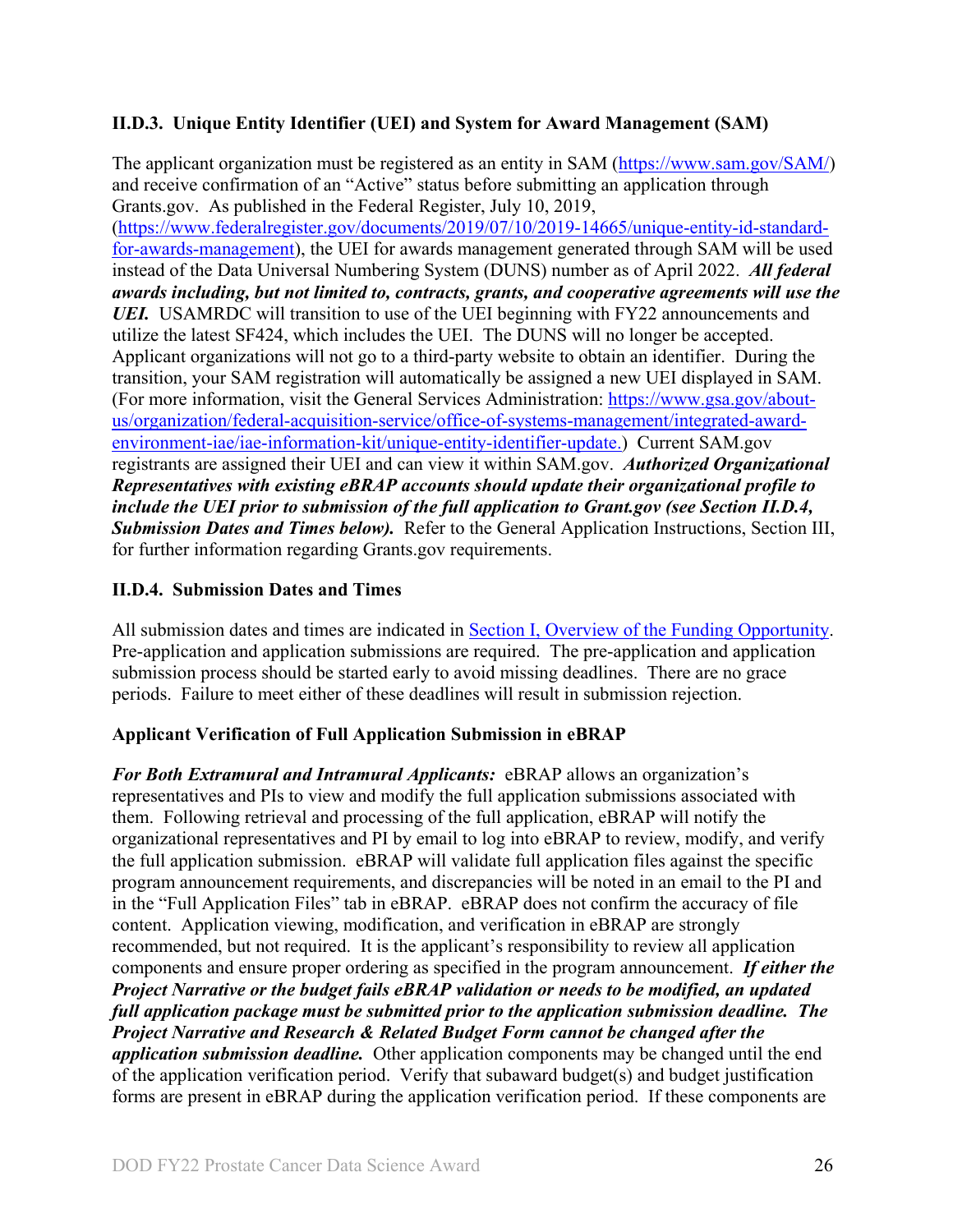### II.D.3. Unique Entity Identifier (UEI) and System for Award Management (SAM)

The applicant organization must be registered as an entity in SAM ([https://www.sam.gov/SAM/](https://www.sam.gov/SAM/)) and receive confirmation of an "Active" status before submitting an application through Grants.gov. As published in the Federal Register, July 10, 2019, ([https://www.federalregister.gov/documents/2019/07/10/2019-14665/unique-entity-id-standard-for-awards-management](https://www.federalregister.gov/documents/2019/07/10/2019-14665/unique-entity-id-standard-for-awards-management)), the UEI for awards management generated through SAM will be used instead of the Data Universal Numbering System (DUNS) number as of April 2022. ***All federal awards including, but not limited to, contracts, grants, and cooperative agreements will use the UEI.*** USAMRDC will transition to use of the UEI beginning with FY22 announcements and utilize the latest SF424, which includes the UEI. The DUNS will no longer be accepted. Applicant organizations will not go to a third-party website to obtain an identifier. During the transition, your SAM registration will automatically be assigned a new UEI displayed in SAM. (For more information, visit the General Services Administration: [https://www.gsa.gov/about-us/organization/federal-acquisition-service/office-of-systems-management/integrated-award-environment-iae/iae-information-kit/unique-entity-identifier-update.](https://www.gsa.gov/about-us/organization/federal-acquisition-service/office-of-systems-management/integrated-award-environment-iae/iae-information-kit/unique-entity-identifier-update)) Current SAM.gov registrants are assigned their UEI and can view it within SAM.gov. ***Authorized Organizational Representatives with existing eBRAP accounts should update their organizational profile to include the UEI prior to submission of the full application to Grant.gov (see Section II.D.4, Submission Dates and Times below).*** Refer to the General Application Instructions, Section III, for further information regarding Grants.gov requirements.

### II.D.4. Submission Dates and Times

All submission dates and times are indicated in Section I, Overview of the Funding Opportunity. Pre-application and application submissions are required. The pre-application and application submission process should be started early to avoid missing deadlines. There are no grace periods. Failure to meet either of these deadlines will result in submission rejection.

**Applicant Verification of Full Application Submission in eBRAP**

***For Both Extramural and Intramural Applicants:*** eBRAP allows an organization's representatives and PIs to view and modify the full application submissions associated with them. Following retrieval and processing of the full application, eBRAP will notify the organizational representatives and PI by email to log into eBRAP to review, modify, and verify the full application submission. eBRAP will validate full application files against the specific program announcement requirements, and discrepancies will be noted in an email to the PI and in the "Full Application Files" tab in eBRAP. eBRAP does not confirm the accuracy of file content. Application viewing, modification, and verification in eBRAP are strongly recommended, but not required. It is the applicant's responsibility to review all application components and ensure proper ordering as specified in the program announcement. ***If either the Project Narrative or the budget fails eBRAP validation or needs to be modified, an updated full application package must be submitted prior to the application submission deadline. The Project Narrative and Research & Related Budget Form cannot be changed after the application submission deadline.*** Other application components may be changed until the end of the application verification period. Verify that subaward budget(s) and budget justification forms are present in eBRAP during the application verification period. If these components are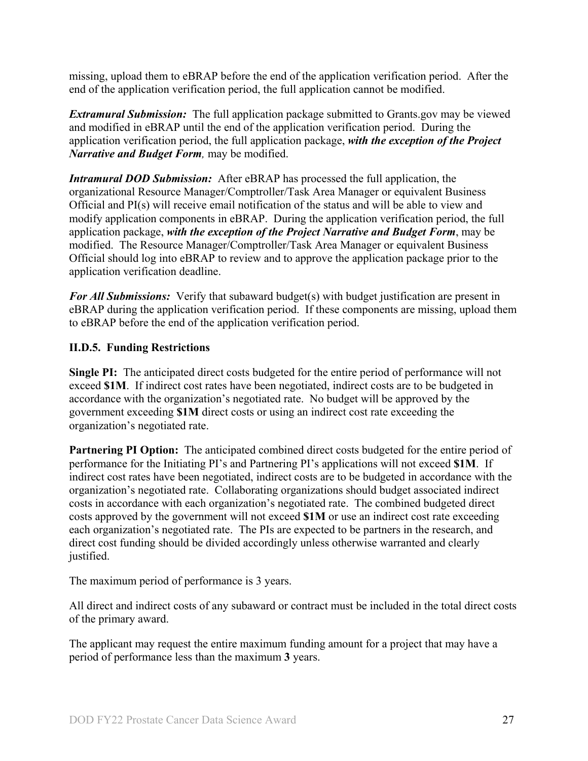missing, upload them to eBRAP before the end of the application verification period. After the end of the application verification period, the full application cannot be modified.

***Extramural Submission:*** The full application package submitted to Grants.gov may be viewed and modified in eBRAP until the end of the application verification period. During the application verification period, the full application package, ***with the exception of the Project Narrative and Budget Form****,* may be modified.

***Intramural DOD Submission:*** After eBRAP has processed the full application, the organizational Resource Manager/Comptroller/Task Area Manager or equivalent Business Official and PI(s) will receive email notification of the status and will be able to view and modify application components in eBRAP. During the application verification period, the full application package, ***with the exception of the Project Narrative and Budget Form***, may be modified. The Resource Manager/Comptroller/Task Area Manager or equivalent Business Official should log into eBRAP to review and to approve the application package prior to the application verification deadline.

***For All Submissions:*** Verify that subaward budget(s) with budget justification are present in eBRAP during the application verification period. If these components are missing, upload them to eBRAP before the end of the application verification period.

### II.D.5. Funding Restrictions

**Single PI:** The anticipated direct costs budgeted for the entire period of performance will not exceed **$1M**. If indirect cost rates have been negotiated, indirect costs are to be budgeted in accordance with the organization's negotiated rate. No budget will be approved by the government exceeding **$1M** direct costs or using an indirect cost rate exceeding the organization's negotiated rate.

**Partnering PI Option:** The anticipated combined direct costs budgeted for the entire period of performance for the Initiating PI's and Partnering PI's applications will not exceed **$1M**. If indirect cost rates have been negotiated, indirect costs are to be budgeted in accordance with the organization's negotiated rate. Collaborating organizations should budget associated indirect costs in accordance with each organization's negotiated rate. The combined budgeted direct costs approved by the government will not exceed **$1M** or use an indirect cost rate exceeding each organization's negotiated rate. The PIs are expected to be partners in the research, and direct cost funding should be divided accordingly unless otherwise warranted and clearly justified.

The maximum period of performance is 3 years.

All direct and indirect costs of any subaward or contract must be included in the total direct costs of the primary award.

The applicant may request the entire maximum funding amount for a project that may have a period of performance less than the maximum **3** years.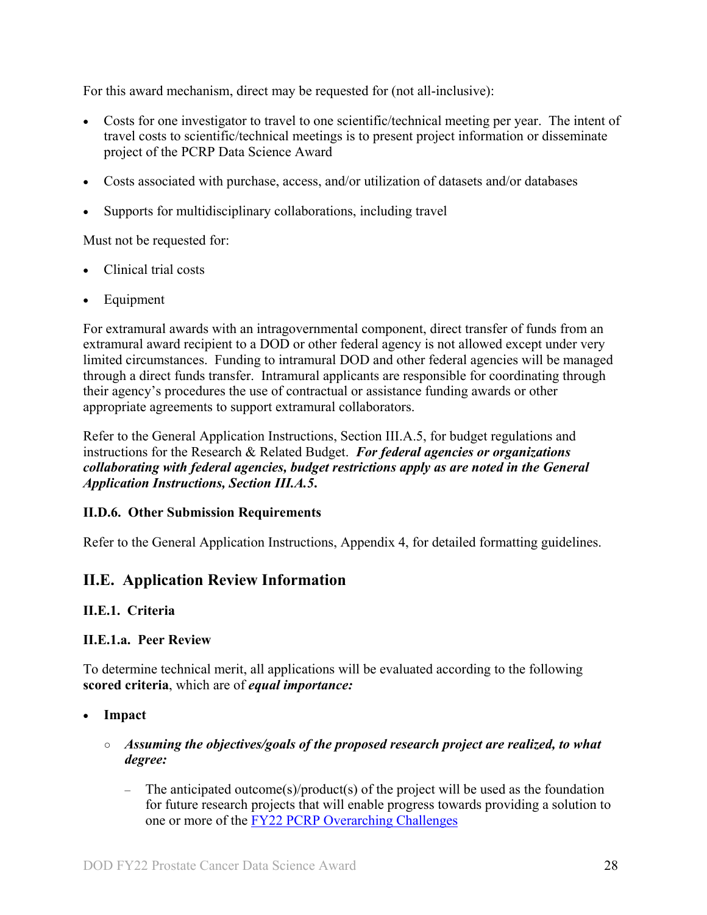For this award mechanism, direct may be requested for (not all-inclusive):

- Costs for one investigator to travel to one scientific/technical meeting per year. The intent of travel costs to scientific/technical meetings is to present project information or disseminate project of the PCRP Data Science Award
- Costs associated with purchase, access, and/or utilization of datasets and/or databases
- Supports for multidisciplinary collaborations, including travel

Must not be requested for:

- Clinical trial costs
- Equipment

For extramural awards with an intragovernmental component, direct transfer of funds from an extramural award recipient to a DOD or other federal agency is not allowed except under very limited circumstances. Funding to intramural DOD and other federal agencies will be managed through a direct funds transfer. Intramural applicants are responsible for coordinating through their agency's procedures the use of contractual or assistance funding awards or other appropriate agreements to support extramural collaborators.

Refer to the General Application Instructions, Section III.A.5, for budget regulations and instructions for the Research & Related Budget. ***For federal agencies or organizations collaborating with federal agencies, budget restrictions apply as are noted in the General Application Instructions, Section III.A.5.***

### II.D.6. Other Submission Requirements

Refer to the General Application Instructions, Appendix 4, for detailed formatting guidelines.

## II.E. Application Review Information

### II.E.1. Criteria

### II.E.1.a. Peer Review

To determine technical merit, all applications will be evaluated according to the following **scored criteria**, which are of ***equal importance:***

- **Impact**
  - ***Assuming the objectives/goals of the proposed research project are realized, to what degree:***
    - The anticipated outcome(s)/product(s) of the project will be used as the foundation for future research projects that will enable progress towards providing a solution to one or more of the FY22 PCRP Overarching Challenges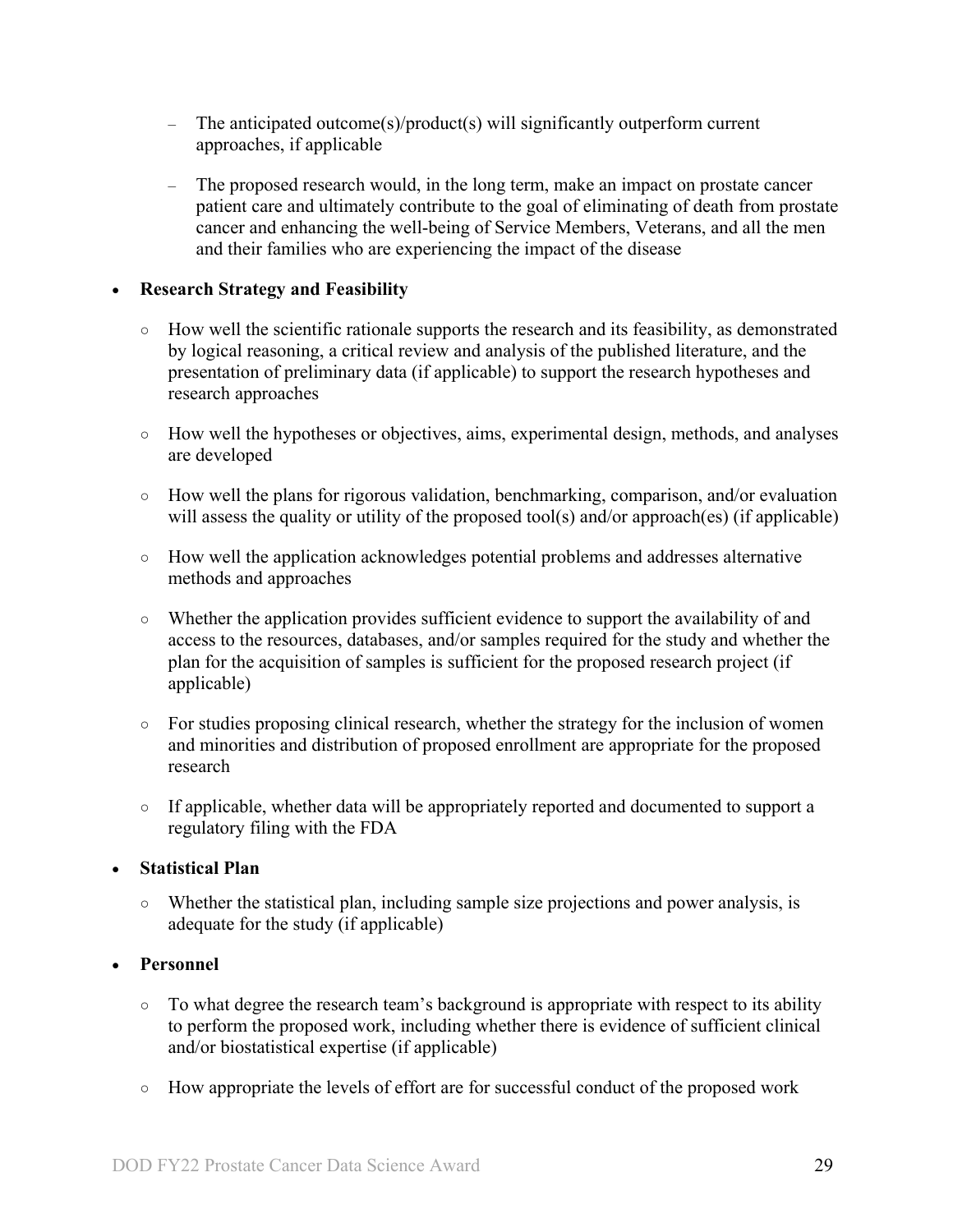- The anticipated outcome(s)/product(s) will significantly outperform current approaches, if applicable
  - The proposed research would, in the long term, make an impact on prostate cancer patient care and ultimately contribute to the goal of eliminating of death from prostate cancer and enhancing the well-being of Service Members, Veterans, and all the men and their families who are experiencing the impact of the disease

- **Research Strategy and Feasibility**
  - How well the scientific rationale supports the research and its feasibility, as demonstrated by logical reasoning, a critical review and analysis of the published literature, and the presentation of preliminary data (if applicable) to support the research hypotheses and research approaches
  - How well the hypotheses or objectives, aims, experimental design, methods, and analyses are developed
  - How well the plans for rigorous validation, benchmarking, comparison, and/or evaluation will assess the quality or utility of the proposed tool(s) and/or approach(es) (if applicable)
  - How well the application acknowledges potential problems and addresses alternative methods and approaches
  - Whether the application provides sufficient evidence to support the availability of and access to the resources, databases, and/or samples required for the study and whether the plan for the acquisition of samples is sufficient for the proposed research project (if applicable)
  - For studies proposing clinical research, whether the strategy for the inclusion of women and minorities and distribution of proposed enrollment are appropriate for the proposed research
  - If applicable, whether data will be appropriately reported and documented to support a regulatory filing with the FDA

- **Statistical Plan**
  - Whether the statistical plan, including sample size projections and power analysis, is adequate for the study (if applicable)

- **Personnel**
  - To what degree the research team's background is appropriate with respect to its ability to perform the proposed work, including whether there is evidence of sufficient clinical and/or biostatistical expertise (if applicable)
  - How appropriate the levels of effort are for successful conduct of the proposed work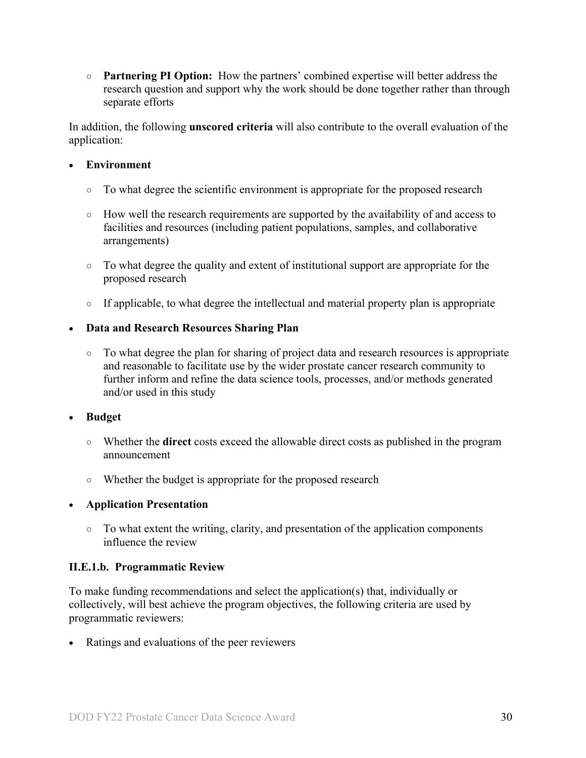- **Partnering PI Option:** How the partners' combined expertise will better address the research question and support why the work should be done together rather than through separate efforts

In addition, the following **unscored criteria** will also contribute to the overall evaluation of the application:

- **Environment**
  - To what degree the scientific environment is appropriate for the proposed research
  - How well the research requirements are supported by the availability of and access to facilities and resources (including patient populations, samples, and collaborative arrangements)
  - To what degree the quality and extent of institutional support are appropriate for the proposed research
  - If applicable, to what degree the intellectual and material property plan is appropriate
- **Data and Research Resources Sharing Plan**
  - To what degree the plan for sharing of project data and research resources is appropriate and reasonable to facilitate use by the wider prostate cancer research community to further inform and refine the data science tools, processes, and/or methods generated and/or used in this study
- **Budget**
  - Whether the **direct** costs exceed the allowable direct costs as published in the program announcement
  - Whether the budget is appropriate for the proposed research
- **Application Presentation**
  - To what extent the writing, clarity, and presentation of the application components influence the review

### II.E.1.b. Programmatic Review

To make funding recommendations and select the application(s) that, individually or collectively, will best achieve the program objectives, the following criteria are used by programmatic reviewers:

- Ratings and evaluations of the peer reviewers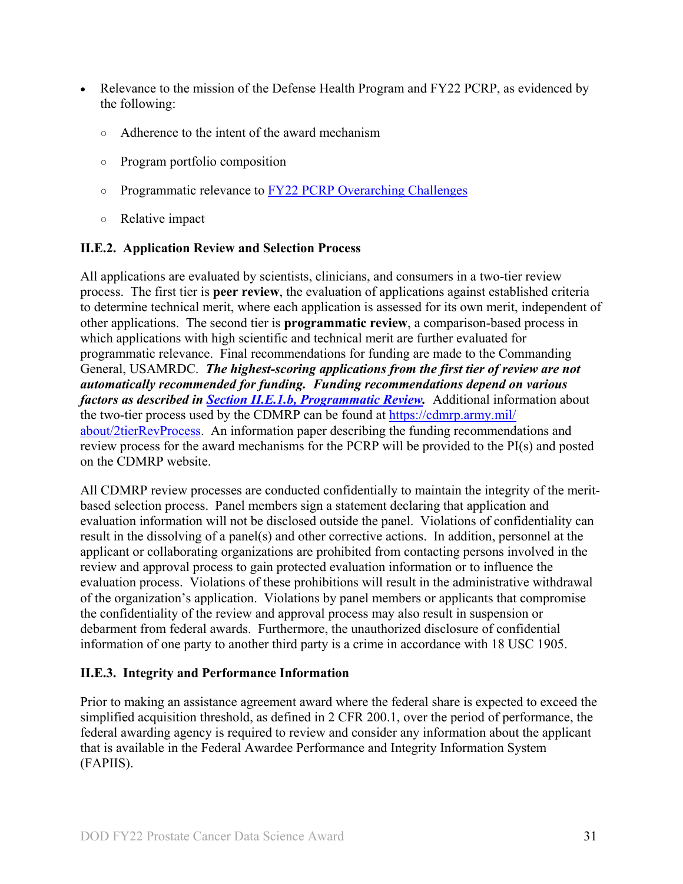- Relevance to the mission of the Defense Health Program and FY22 PCRP, as evidenced by the following:
  - Adherence to the intent of the award mechanism
  - Program portfolio composition
  - Programmatic relevance to FY22 PCRP Overarching Challenges
  - Relative impact

### II.E.2. Application Review and Selection Process

All applications are evaluated by scientists, clinicians, and consumers in a two-tier review process. The first tier is **peer review**, the evaluation of applications against established criteria to determine technical merit, where each application is assessed for its own merit, independent of other applications. The second tier is **programmatic review**, a comparison-based process in which applications with high scientific and technical merit are further evaluated for programmatic relevance. Final recommendations for funding are made to the Commanding General, USAMRDC. ***The highest-scoring applications from the first tier of review are not automatically recommended for funding. Funding recommendations depend on various factors as described in Section II.E.1.b, Programmatic Review.*** Additional information about the two-tier process used by the CDMRP can be found at https://cdmrp.army.mil/about/2tierRevProcess. An information paper describing the funding recommendations and review process for the award mechanisms for the PCRP will be provided to the PI(s) and posted on the CDMRP website.

All CDMRP review processes are conducted confidentially to maintain the integrity of the merit-based selection process. Panel members sign a statement declaring that application and evaluation information will not be disclosed outside the panel. Violations of confidentiality can result in the dissolving of a panel(s) and other corrective actions. In addition, personnel at the applicant or collaborating organizations are prohibited from contacting persons involved in the review and approval process to gain protected evaluation information or to influence the evaluation process. Violations of these prohibitions will result in the administrative withdrawal of the organization's application. Violations by panel members or applicants that compromise the confidentiality of the review and approval process may also result in suspension or debarment from federal awards. Furthermore, the unauthorized disclosure of confidential information of one party to another third party is a crime in accordance with 18 USC 1905.

### II.E.3. Integrity and Performance Information

Prior to making an assistance agreement award where the federal share is expected to exceed the simplified acquisition threshold, as defined in 2 CFR 200.1, over the period of performance, the federal awarding agency is required to review and consider any information about the applicant that is available in the Federal Awardee Performance and Integrity Information System (FAPIIS).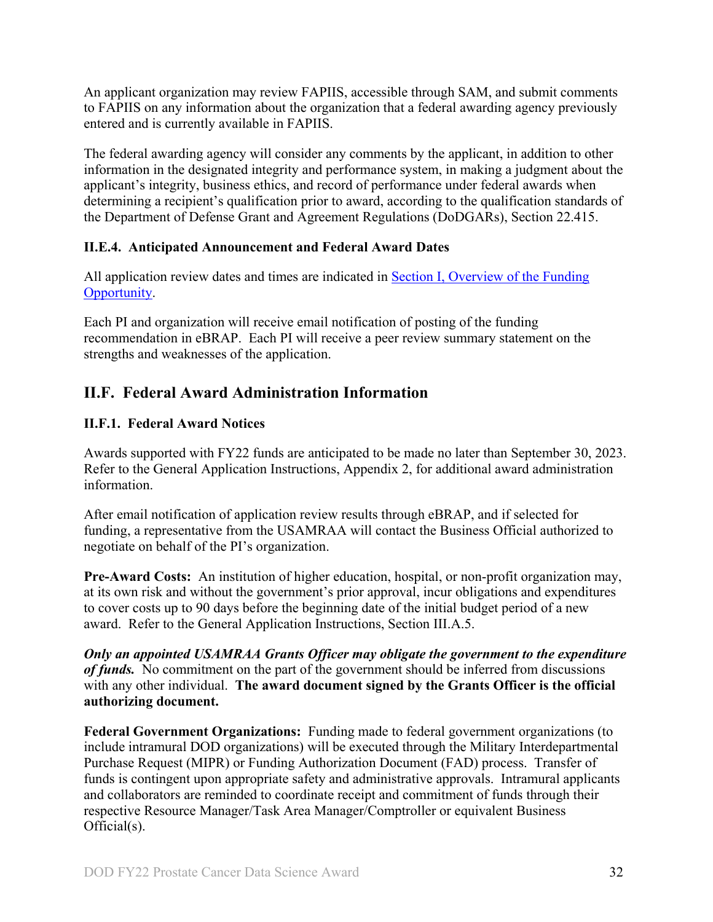An applicant organization may review FAPIIS, accessible through SAM, and submit comments to FAPIIS on any information about the organization that a federal awarding agency previously entered and is currently available in FAPIIS.

The federal awarding agency will consider any comments by the applicant, in addition to other information in the designated integrity and performance system, in making a judgment about the applicant's integrity, business ethics, and record of performance under federal awards when determining a recipient's qualification prior to award, according to the qualification standards of the Department of Defense Grant and Agreement Regulations (DoDGARs), Section 22.415.

### II.E.4. Anticipated Announcement and Federal Award Dates

All application review dates and times are indicated in Section I, Overview of the Funding Opportunity.

Each PI and organization will receive email notification of posting of the funding recommendation in eBRAP. Each PI will receive a peer review summary statement on the strengths and weaknesses of the application.

## II.F. Federal Award Administration Information

### II.F.1. Federal Award Notices

Awards supported with FY22 funds are anticipated to be made no later than September 30, 2023. Refer to the General Application Instructions, Appendix 2, for additional award administration information.

After email notification of application review results through eBRAP, and if selected for funding, a representative from the USAMRAA will contact the Business Official authorized to negotiate on behalf of the PI's organization.

**Pre-Award Costs:** An institution of higher education, hospital, or non-profit organization may, at its own risk and without the government's prior approval, incur obligations and expenditures to cover costs up to 90 days before the beginning date of the initial budget period of a new award. Refer to the General Application Instructions, Section III.A.5.

***Only an appointed USAMRAA Grants Officer may obligate the government to the expenditure of funds.*** No commitment on the part of the government should be inferred from discussions with any other individual. **The award document signed by the Grants Officer is the official authorizing document.**

**Federal Government Organizations:** Funding made to federal government organizations (to include intramural DOD organizations) will be executed through the Military Interdepartmental Purchase Request (MIPR) or Funding Authorization Document (FAD) process. Transfer of funds is contingent upon appropriate safety and administrative approvals. Intramural applicants and collaborators are reminded to coordinate receipt and commitment of funds through their respective Resource Manager/Task Area Manager/Comptroller or equivalent Business Official(s).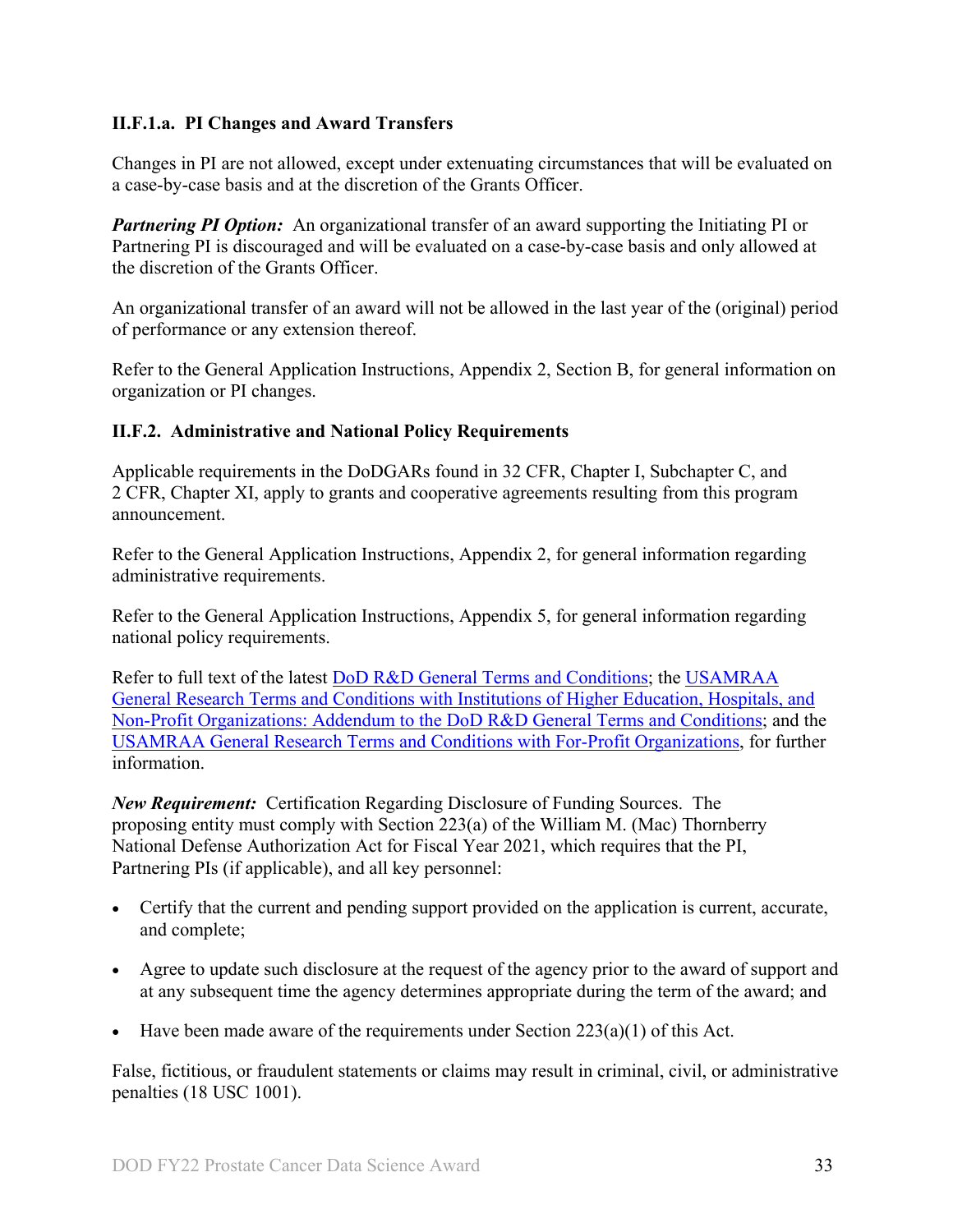#### II.F.1.a. PI Changes and Award Transfers

Changes in PI are not allowed, except under extenuating circumstances that will be evaluated on a case-by-case basis and at the discretion of the Grants Officer.

***Partnering PI Option:*** An organizational transfer of an award supporting the Initiating PI or Partnering PI is discouraged and will be evaluated on a case-by-case basis and only allowed at the discretion of the Grants Officer.

An organizational transfer of an award will not be allowed in the last year of the (original) period of performance or any extension thereof.

Refer to the General Application Instructions, Appendix 2, Section B, for general information on organization or PI changes.

### II.F.2. Administrative and National Policy Requirements

Applicable requirements in the DoDGARs found in 32 CFR, Chapter I, Subchapter C, and 2 CFR, Chapter XI, apply to grants and cooperative agreements resulting from this program announcement.

Refer to the General Application Instructions, Appendix 2, for general information regarding administrative requirements.

Refer to the General Application Instructions, Appendix 5, for general information regarding national policy requirements.

Refer to full text of the latest DoD R&D General Terms and Conditions; the USAMRAA General Research Terms and Conditions with Institutions of Higher Education, Hospitals, and Non-Profit Organizations: Addendum to the DoD R&D General Terms and Conditions; and the USAMRAA General Research Terms and Conditions with For-Profit Organizations, for further information.

***New Requirement:*** Certification Regarding Disclosure of Funding Sources. The proposing entity must comply with Section 223(a) of the William M. (Mac) Thornberry National Defense Authorization Act for Fiscal Year 2021, which requires that the PI, Partnering PIs (if applicable), and all key personnel:

- Certify that the current and pending support provided on the application is current, accurate, and complete;
- Agree to update such disclosure at the request of the agency prior to the award of support and at any subsequent time the agency determines appropriate during the term of the award; and
- Have been made aware of the requirements under Section 223(a)(1) of this Act.

False, fictitious, or fraudulent statements or claims may result in criminal, civil, or administrative penalties (18 USC 1001).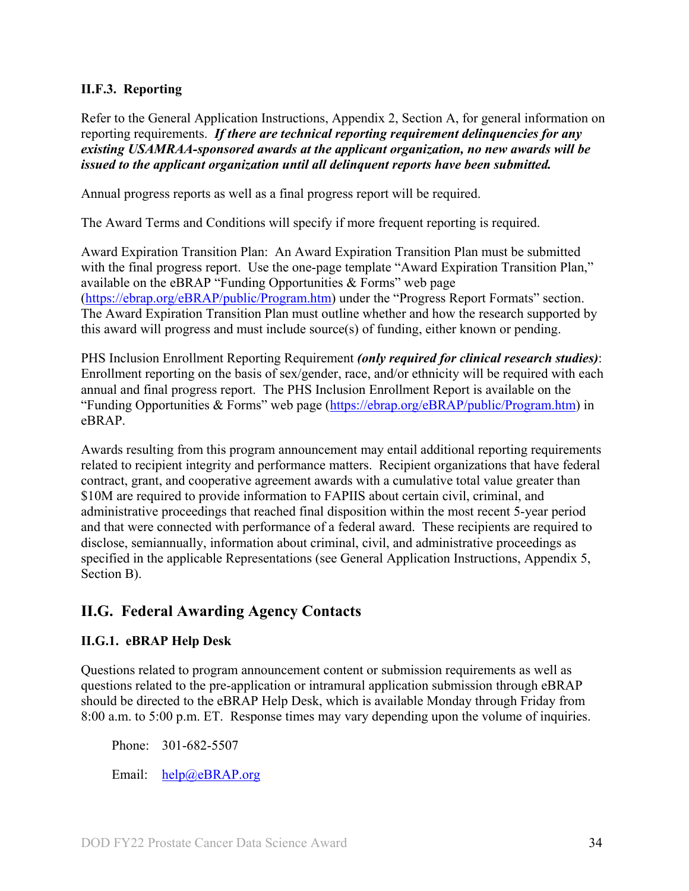### II.F.3. Reporting

Refer to the General Application Instructions, Appendix 2, Section A, for general information on reporting requirements. ***If there are technical reporting requirement delinquencies for any existing USAMRAA-sponsored awards at the applicant organization, no new awards will be issued to the applicant organization until all delinquent reports have been submitted.***

Annual progress reports as well as a final progress report will be required.

The Award Terms and Conditions will specify if more frequent reporting is required.

Award Expiration Transition Plan: An Award Expiration Transition Plan must be submitted with the final progress report. Use the one-page template "Award Expiration Transition Plan," available on the eBRAP "Funding Opportunities & Forms" web page (https://ebrap.org/eBRAP/public/Program.htm) under the "Progress Report Formats" section. The Award Expiration Transition Plan must outline whether and how the research supported by this award will progress and must include source(s) of funding, either known or pending.

PHS Inclusion Enrollment Reporting Requirement ***(only required for clinical research studies)***: Enrollment reporting on the basis of sex/gender, race, and/or ethnicity will be required with each annual and final progress report. The PHS Inclusion Enrollment Report is available on the "Funding Opportunities & Forms" web page (https://ebrap.org/eBRAP/public/Program.htm) in eBRAP.

Awards resulting from this program announcement may entail additional reporting requirements related to recipient integrity and performance matters. Recipient organizations that have federal contract, grant, and cooperative agreement awards with a cumulative total value greater than $10M are required to provide information to FAPIIS about certain civil, criminal, and administrative proceedings that reached final disposition within the most recent 5-year period and that were connected with performance of a federal award. These recipients are required to disclose, semiannually, information about criminal, civil, and administrative proceedings as specified in the applicable Representations (see General Application Instructions, Appendix 5, Section B).

## II.G. Federal Awarding Agency Contacts

### II.G.1. eBRAP Help Desk

Questions related to program announcement content or submission requirements as well as questions related to the pre-application or intramural application submission through eBRAP should be directed to the eBRAP Help Desk, which is available Monday through Friday from 8:00 a.m. to 5:00 p.m. ET. Response times may vary depending upon the volume of inquiries.

Phone: 301-682-5507

Email: help@eBRAP.org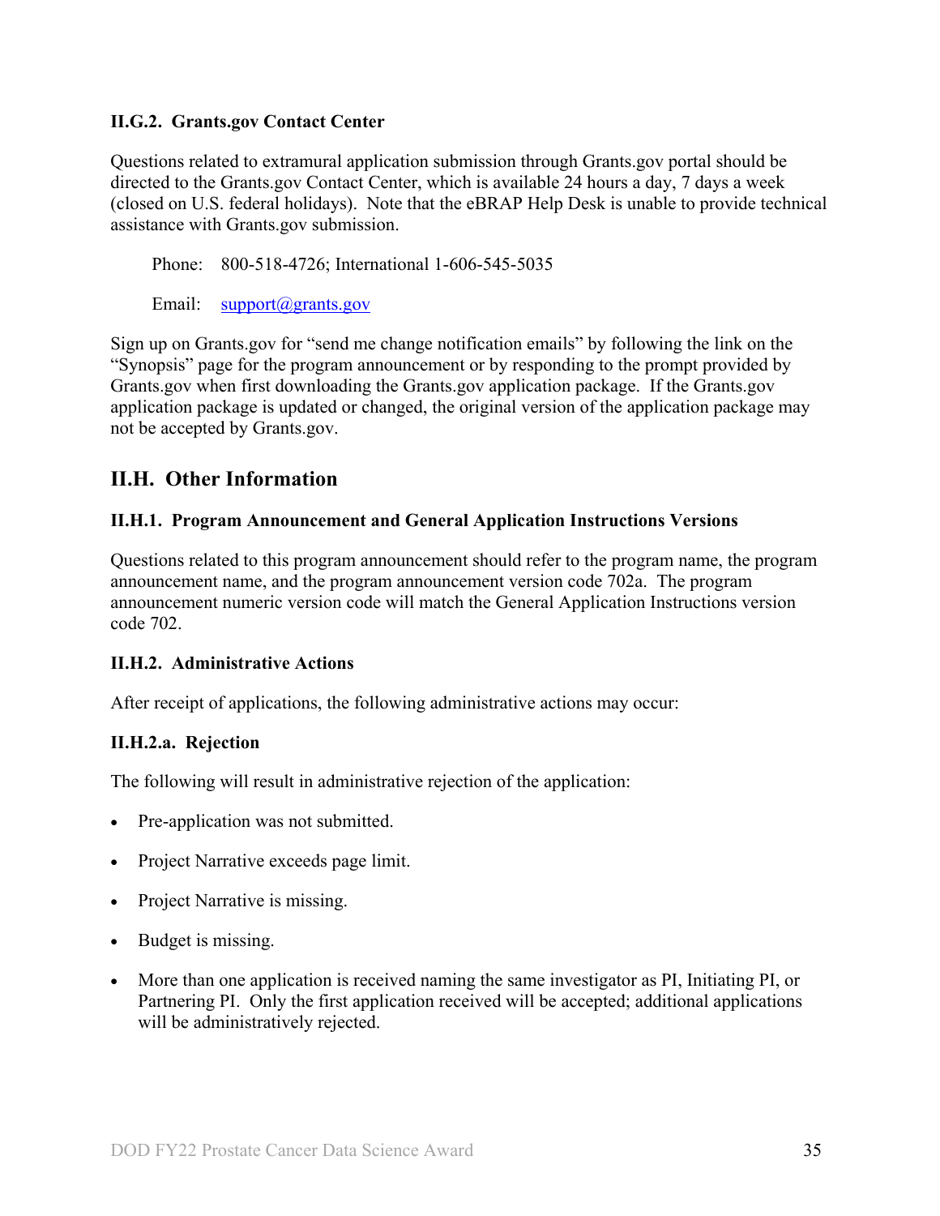#### II.G.2. Grants.gov Contact Center

Questions related to extramural application submission through Grants.gov portal should be directed to the Grants.gov Contact Center, which is available 24 hours a day, 7 days a week (closed on U.S. federal holidays). Note that the eBRAP Help Desk is unable to provide technical assistance with Grants.gov submission.

Phone: 800-518-4726; International 1-606-545-5035

Email: support@grants.gov

Sign up on Grants.gov for "send me change notification emails" by following the link on the "Synopsis" page for the program announcement or by responding to the prompt provided by Grants.gov when first downloading the Grants.gov application package. If the Grants.gov application package is updated or changed, the original version of the application package may not be accepted by Grants.gov.

## II.H. Other Information

#### II.H.1. Program Announcement and General Application Instructions Versions

Questions related to this program announcement should refer to the program name, the program announcement name, and the program announcement version code 702a. The program announcement numeric version code will match the General Application Instructions version code 702.

#### II.H.2. Administrative Actions

After receipt of applications, the following administrative actions may occur:

#### II.H.2.a. Rejection

The following will result in administrative rejection of the application:

- Pre-application was not submitted.
- Project Narrative exceeds page limit.
- Project Narrative is missing.
- Budget is missing.
- More than one application is received naming the same investigator as PI, Initiating PI, or Partnering PI. Only the first application received will be accepted; additional applications will be administratively rejected.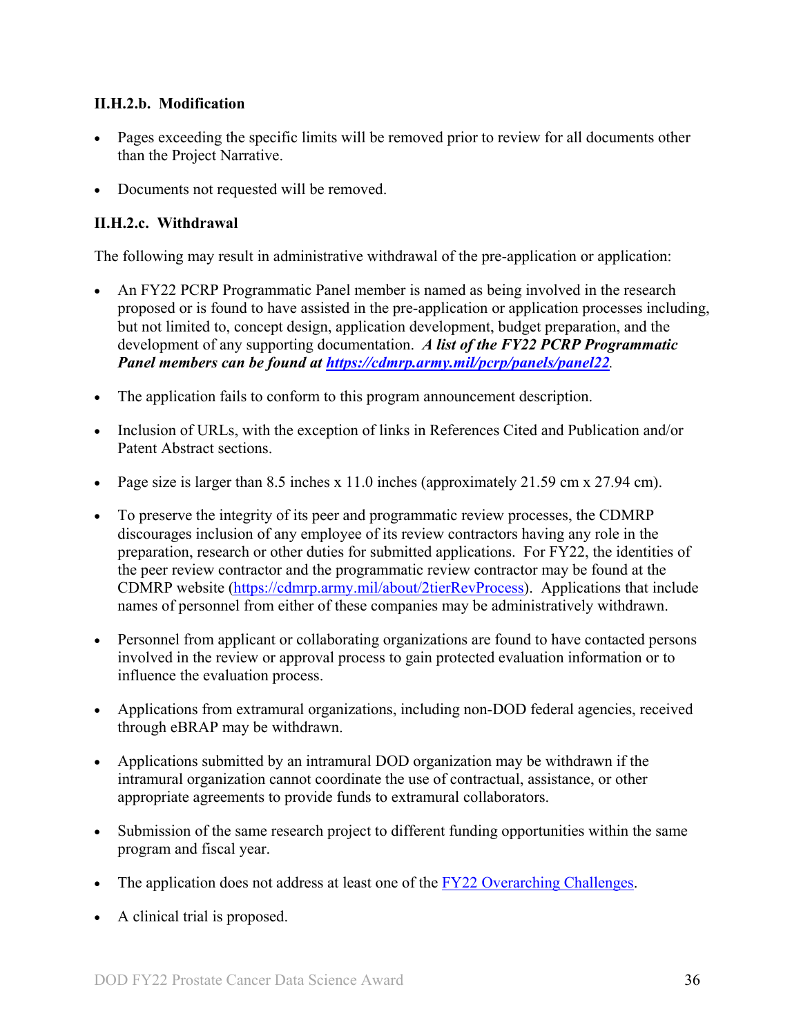#### II.H.2.b. Modification

- Pages exceeding the specific limits will be removed prior to review for all documents other than the Project Narrative.
- Documents not requested will be removed.

#### II.H.2.c. Withdrawal

The following may result in administrative withdrawal of the pre-application or application:

- An FY22 PCRP Programmatic Panel member is named as being involved in the research proposed or is found to have assisted in the pre-application or application processes including, but not limited to, concept design, application development, budget preparation, and the development of any supporting documentation. ***A list of the FY22 PCRP Programmatic Panel members can be found at [https://cdmrp.army.mil/pcrp/panels/panel22](https://cdmrp.army.mil/pcrp/panels/panel22).***
- The application fails to conform to this program announcement description.
- Inclusion of URLs, with the exception of links in References Cited and Publication and/or Patent Abstract sections.
- Page size is larger than 8.5 inches x 11.0 inches (approximately 21.59 cm x 27.94 cm).
- To preserve the integrity of its peer and programmatic review processes, the CDMRP discourages inclusion of any employee of its review contractors having any role in the preparation, research or other duties for submitted applications. For FY22, the identities of the peer review contractor and the programmatic review contractor may be found at the CDMRP website ([https://cdmrp.army.mil/about/2tierRevProcess](https://cdmrp.army.mil/about/2tierRevProcess)). Applications that include names of personnel from either of these companies may be administratively withdrawn.
- Personnel from applicant or collaborating organizations are found to have contacted persons involved in the review or approval process to gain protected evaluation information or to influence the evaluation process.
- Applications from extramural organizations, including non-DOD federal agencies, received through eBRAP may be withdrawn.
- Applications submitted by an intramural DOD organization may be withdrawn if the intramural organization cannot coordinate the use of contractual, assistance, or other appropriate agreements to provide funds to extramural collaborators.
- Submission of the same research project to different funding opportunities within the same program and fiscal year.
- The application does not address at least one of the FY22 Overarching Challenges.
- A clinical trial is proposed.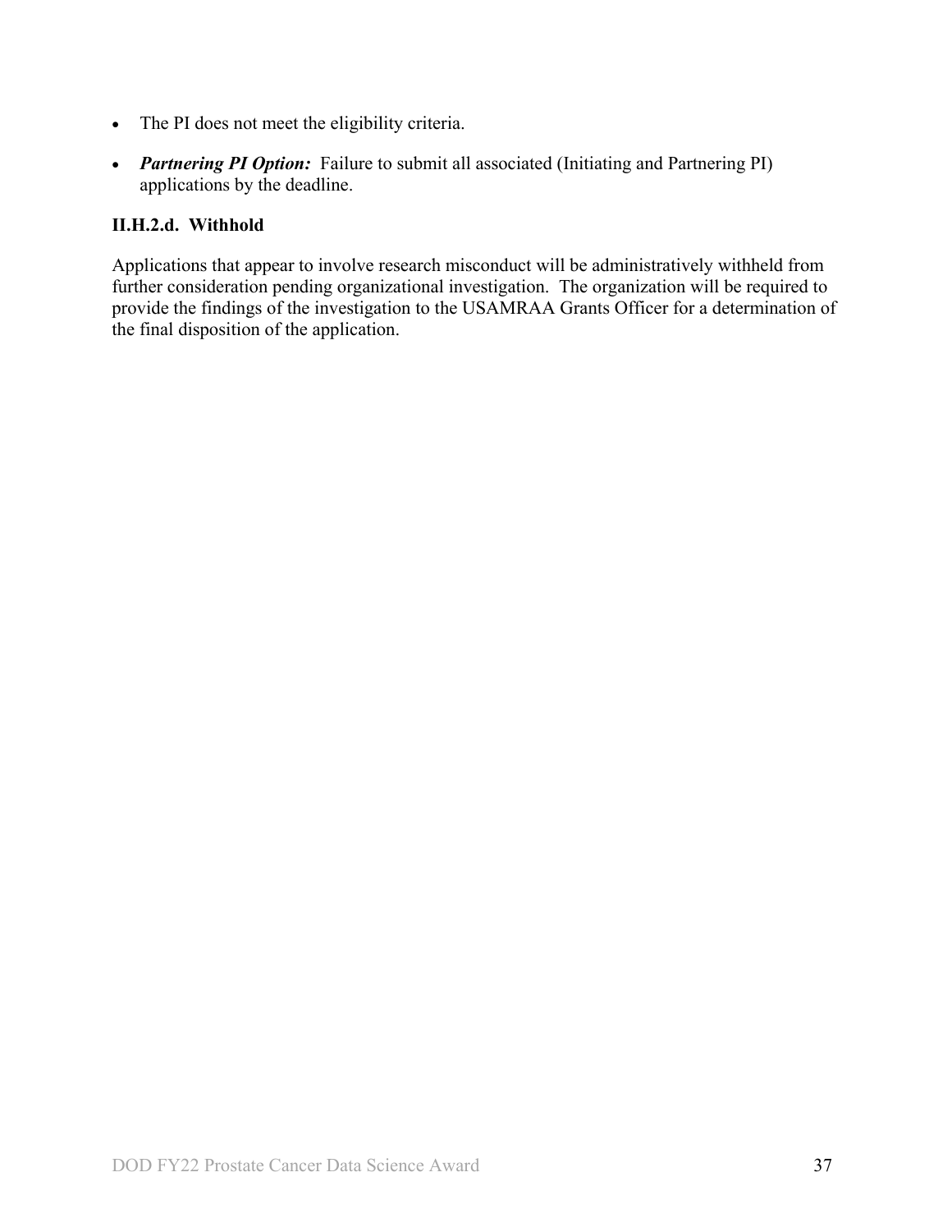- The PI does not meet the eligibility criteria.
- ***Partnering PI Option:*** Failure to submit all associated (Initiating and Partnering PI) applications by the deadline.

**II.H.2.d. Withhold**

Applications that appear to involve research misconduct will be administratively withheld from further consideration pending organizational investigation. The organization will be required to provide the findings of the investigation to the USAMRAA Grants Officer for a determination of the final disposition of the application.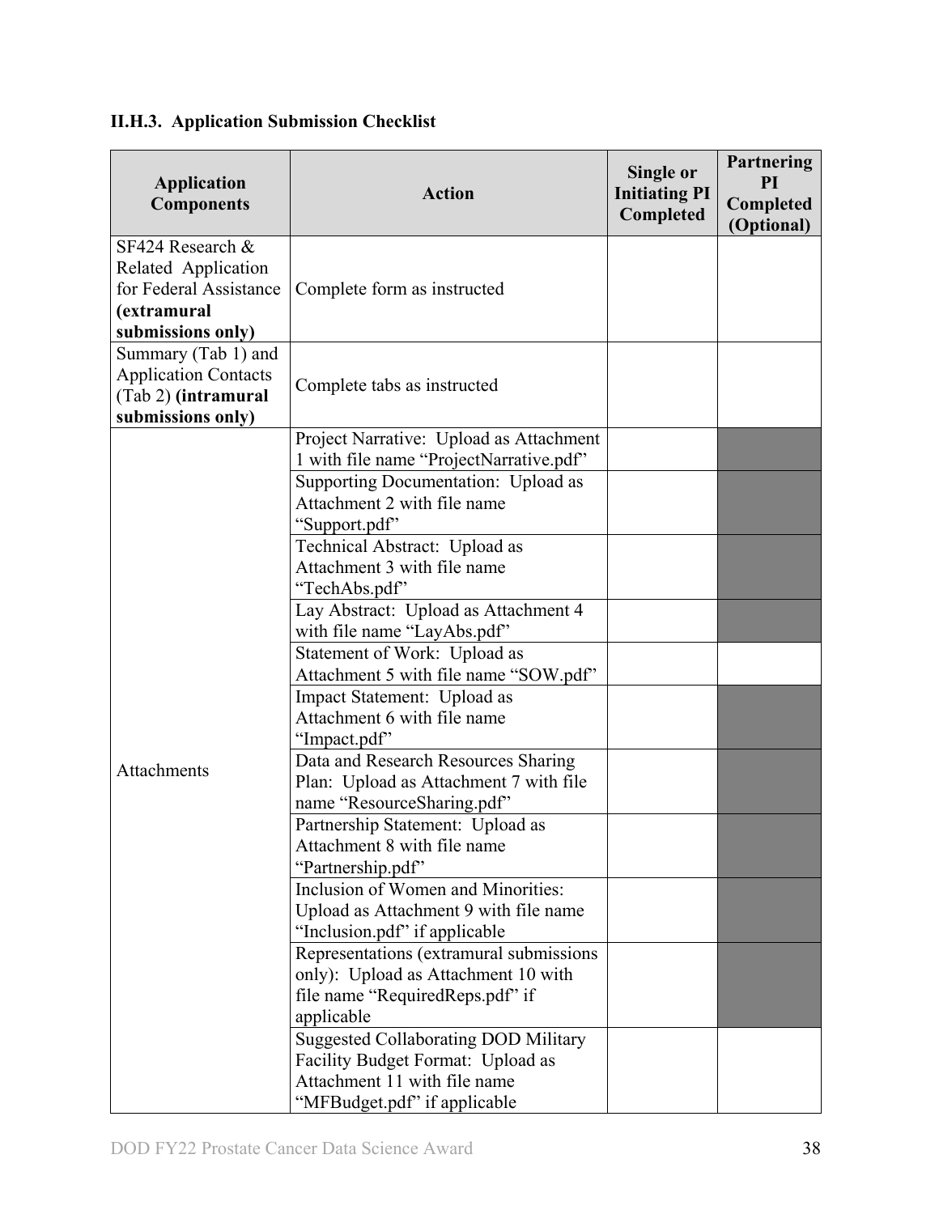### II.H.3. Application Submission Checklist

| Application Components | Action | Single or Initiating PI Completed | Partnering PI Completed (Optional) |
|---|---|---|---|
| SF424 Research & Related Application for Federal Assistance **(extramural submissions only)** | Complete form as instructed | | |
| Summary (Tab 1) and Application Contacts (Tab 2) **(intramural submissions only)** | Complete tabs as instructed | | |
| Attachments | Project Narrative: Upload as Attachment 1 with file name "ProjectNarrative.pdf" | | |
| | Supporting Documentation: Upload as Attachment 2 with file name "Support.pdf" | | |
| | Technical Abstract: Upload as Attachment 3 with file name "TechAbs.pdf" | | |
| | Lay Abstract: Upload as Attachment 4 with file name "LayAbs.pdf" | | |
| | Statement of Work: Upload as Attachment 5 with file name "SOW.pdf" | | |
| | Impact Statement: Upload as Attachment 6 with file name "Impact.pdf" | | |
| | Data and Research Resources Sharing Plan: Upload as Attachment 7 with file name "ResourceSharing.pdf" | | |
| | Partnership Statement: Upload as Attachment 8 with file name "Partnership.pdf" | | |
| | Inclusion of Women and Minorities: Upload as Attachment 9 with file name "Inclusion.pdf" if applicable | | |
| | Representations (extramural submissions only): Upload as Attachment 10 with file name "RequiredReps.pdf" if applicable | | |
| | Suggested Collaborating DOD Military Facility Budget Format: Upload as Attachment 11 with file name "MFBudget.pdf" if applicable | | |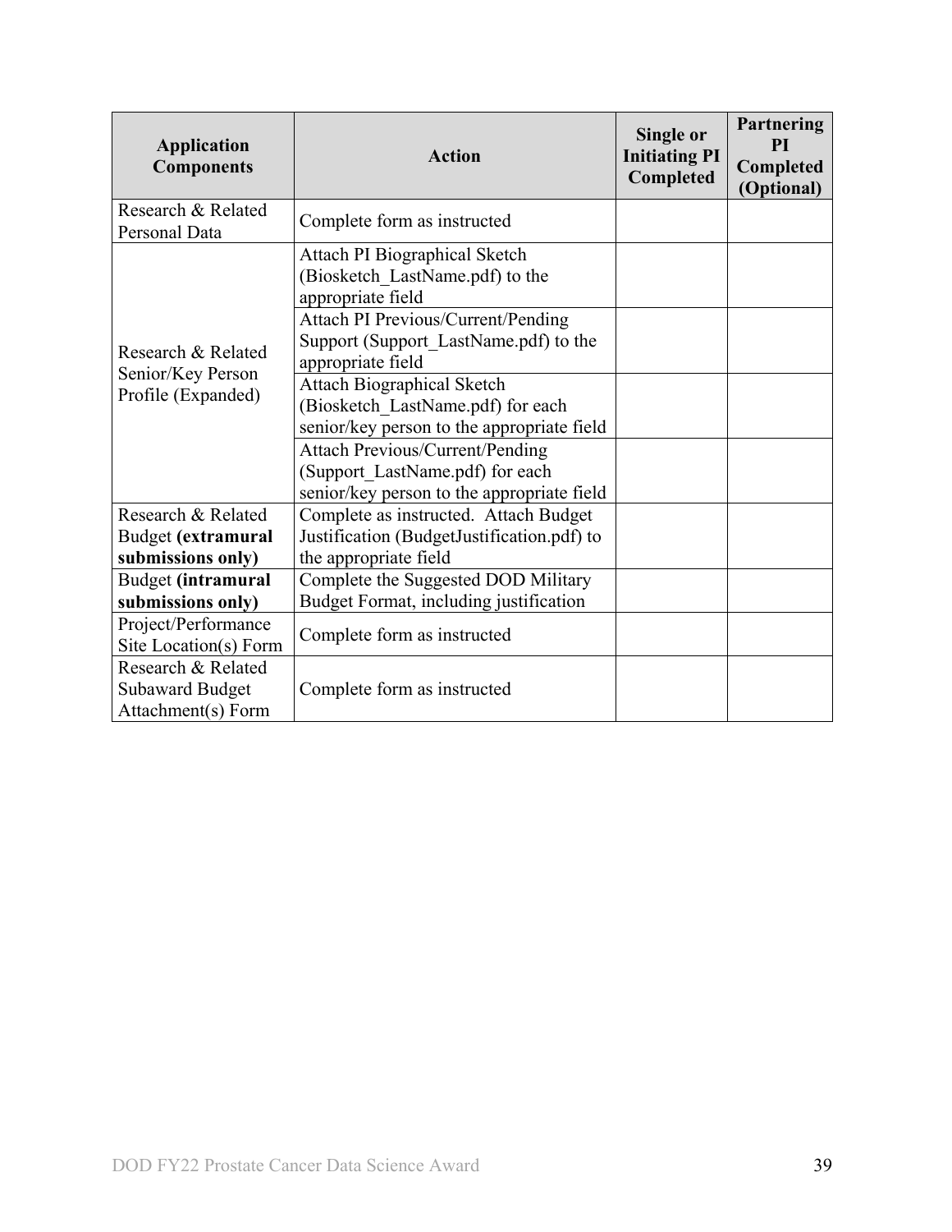| Application Components | Action | Single or Initiating PI Completed | Partnering PI Completed (Optional) |
|---|---|---|---|
| Research & Related Personal Data | Complete form as instructed | | |
| Research & Related Senior/Key Person Profile (Expanded) | Attach PI Biographical Sketch (Biosketch_LastName.pdf) to the appropriate field | | |
| | Attach PI Previous/Current/Pending Support (Support_LastName.pdf) to the appropriate field | | |
| | Attach Biographical Sketch (Biosketch_LastName.pdf) for each senior/key person to the appropriate field | | |
| | Attach Previous/Current/Pending (Support_LastName.pdf) for each senior/key person to the appropriate field | | |
| Research & Related Budget **(extramural submissions only)** | Complete as instructed. Attach Budget Justification (BudgetJustification.pdf) to the appropriate field | | |
| Budget **(intramural submissions only)** | Complete the Suggested DOD Military Budget Format, including justification | | |
| Project/Performance Site Location(s) Form | Complete form as instructed | | |
| Research & Related Subaward Budget Attachment(s) Form | Complete form as instructed | | |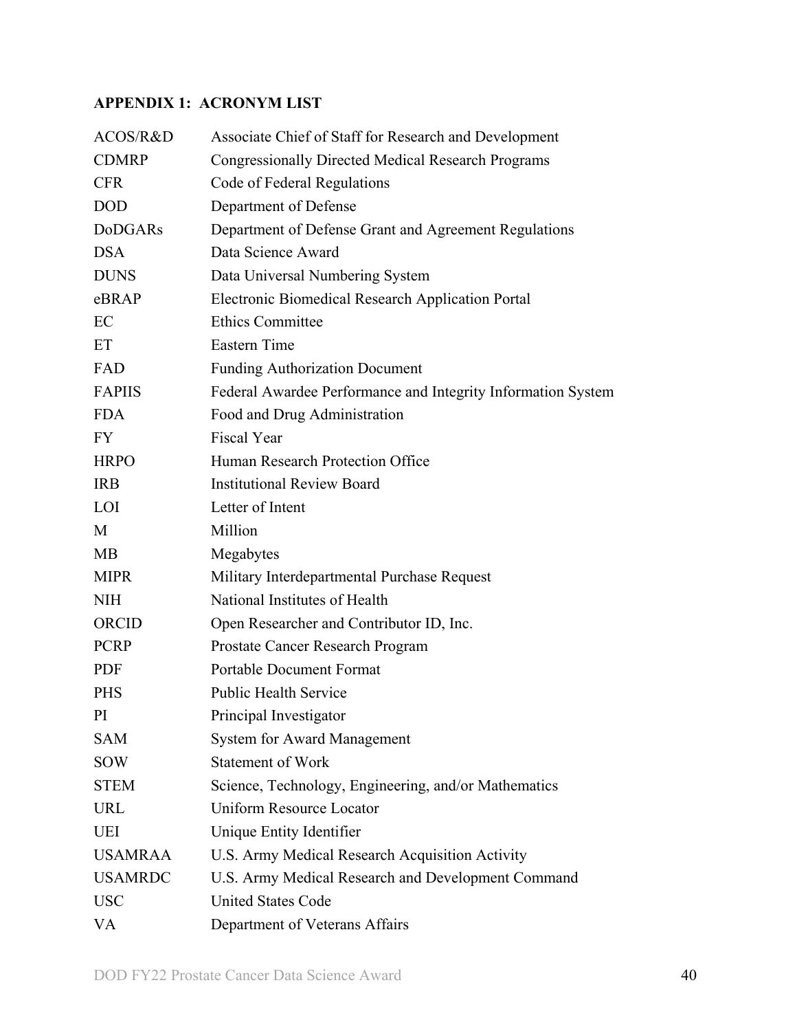## APPENDIX 1: ACRONYM LIST

| | |
|---|---|
| ACOS/R&D | Associate Chief of Staff for Research and Development |
| CDMRP | Congressionally Directed Medical Research Programs |
| CFR | Code of Federal Regulations |
| DOD | Department of Defense |
| DoDGARs | Department of Defense Grant and Agreement Regulations |
| DSA | Data Science Award |
| DUNS | Data Universal Numbering System |
| eBRAP | Electronic Biomedical Research Application Portal |
| EC | Ethics Committee |
| ET | Eastern Time |
| FAD | Funding Authorization Document |
| FAPIIS | Federal Awardee Performance and Integrity Information System |
| FDA | Food and Drug Administration |
| FY | Fiscal Year |
| HRPO | Human Research Protection Office |
| IRB | Institutional Review Board |
| LOI | Letter of Intent |
| M | Million |
| MB | Megabytes |
| MIPR | Military Interdepartmental Purchase Request |
| NIH | National Institutes of Health |
| ORCID | Open Researcher and Contributor ID, Inc. |
| PCRP | Prostate Cancer Research Program |
| PDF | Portable Document Format |
| PHS | Public Health Service |
| PI | Principal Investigator |
| SAM | System for Award Management |
| SOW | Statement of Work |
| STEM | Science, Technology, Engineering, and/or Mathematics |
| URL | Uniform Resource Locator |
| UEI | Unique Entity Identifier |
| USAMRAA | U.S. Army Medical Research Acquisition Activity |
| USAMRDC | U.S. Army Medical Research and Development Command |
| USC | United States Code |
| VA | Department of Veterans Affairs |